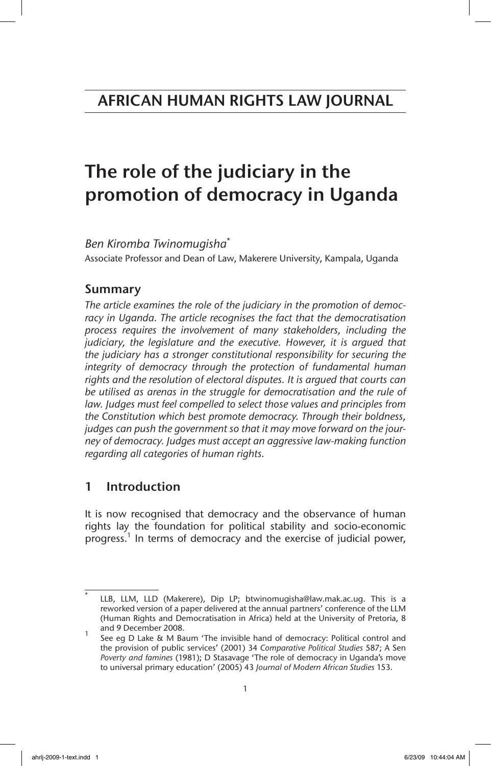# AFRICAN HUMAN RIGHTS LAW JOURNAL

# The role of the judiciary in the promotion of democracy in Uganda

*Ben Kiromba Twinomugisha*[*]

Associate Professor and Dean of Law, Makerere University, Kampala, Uganda

## Summary

*The article examines the role of the judiciary in the promotion of democracy in Uganda. The article recognises the fact that the democratisation process requires the involvement of many stakeholders, including the judiciary, the legislature and the executive. However, it is argued that the judiciary has a stronger constitutional responsibility for securing the integrity of democracy through the protection of fundamental human rights and the resolution of electoral disputes. It is argued that courts can be utilised as arenas in the struggle for democratisation and the rule of law. Judges must feel compelled to select those values and principles from the Constitution which best promote democracy. Through their boldness, judges can push the government so that it may move forward on the journey of democracy. Judges must accept an aggressive law-making function regarding all categories of human rights.*

## 1 Introduction

It is now recognised that democracy and the observance of human rights lay the foundation for political stability and socio-economic progress.[1] In terms of democracy and the exercise of judicial power,

---

[*] LLB, LLM, LLD (Makerere), Dip LP; btwinomugisha@law.mak.ac.ug. This is a reworked version of a paper delivered at the annual partners' conference of the LLM (Human Rights and Democratisation in Africa) held at the University of Pretoria, 8 and 9 December 2008.

[1] See eg D Lake & M Baum 'The invisible hand of democracy: Political control and the provision of public services' (2001) 34 *Comparative Political Studies* 587; A Sen *Poverty and famines* (1981); D Stasavage 'The role of democracy in Uganda's move to universal primary education' (2005) 43 *Journal of Modern African Studies* 153.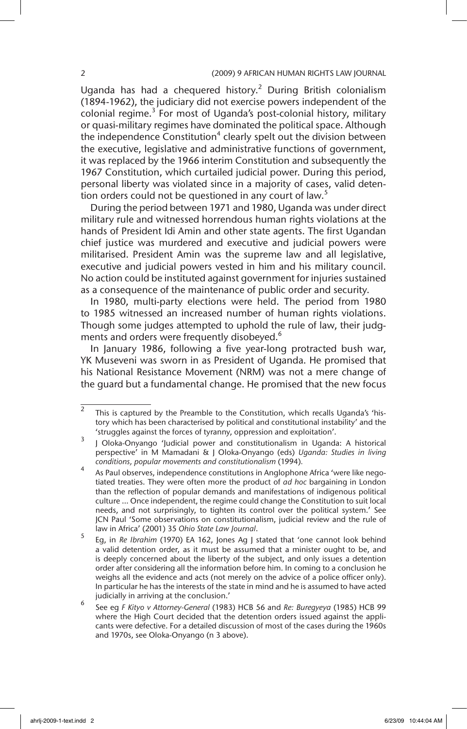Uganda has had a chequered history.[2] During British colonialism (1894-1962), the judiciary did not exercise powers independent of the colonial regime.[3] For most of Uganda's post-colonial history, military or quasi-military regimes have dominated the political space. Although the independence Constitution[4] clearly spelt out the division between the executive, legislative and administrative functions of government, it was replaced by the 1966 interim Constitution and subsequently the 1967 Constitution, which curtailed judicial power. During this period, personal liberty was violated since in a majority of cases, valid detention orders could not be questioned in any court of law.[5]

During the period between 1971 and 1980, Uganda was under direct military rule and witnessed horrendous human rights violations at the hands of President Idi Amin and other state agents. The first Ugandan chief justice was murdered and executive and judicial powers were militarised. President Amin was the supreme law and all legislative, executive and judicial powers vested in him and his military council. No action could be instituted against government for injuries sustained as a consequence of the maintenance of public order and security.

In 1980, multi-party elections were held. The period from 1980 to 1985 witnessed an increased number of human rights violations. Though some judges attempted to uphold the rule of law, their judgments and orders were frequently disobeyed.[6]

In January 1986, following a five year-long protracted bush war, YK Museveni was sworn in as President of Uganda. He promised that his National Resistance Movement (NRM) was not a mere change of the guard but a fundamental change. He promised that the new focus

---

[2] This is captured by the Preamble to the Constitution, which recalls Uganda's 'history which has been characterised by political and constitutional instability' and the 'struggles against the forces of tyranny, oppression and exploitation'.

[3] J Oloka-Onyango 'Judicial power and constitutionalism in Uganda: A historical perspective' in M Mamadani & J Oloka-Onyango (eds) *Uganda: Studies in living conditions, popular movements and constitutionalism* (1994).

[4] As Paul observes, independence constitutions in Anglophone Africa 'were like negotiated treaties. They were often more the product of *ad hoc* bargaining in London than the reflection of popular demands and manifestations of indigenous political culture ... Once independent, the regime could change the Constitution to suit local needs, and not surprisingly, to tighten its control over the political system.' See JCN Paul 'Some observations on constitutionalism, judicial review and the rule of law in Africa' (2001) 35 *Ohio State Law Journal*.

[5] Eg, in *Re Ibrahim* (1970) EA 162, Jones Ag J stated that 'one cannot look behind a valid detention order, as it must be assumed that a minister ought to be, and is deeply concerned about the liberty of the subject, and only issues a detention order after considering all the information before him. In coming to a conclusion he weighs all the evidence and acts (not merely on the advice of a police officer only). In particular he has the interests of the state in mind and he is assumed to have acted judicially in arriving at the conclusion.'

[6] See eg *F Kityo v Attorney-General* (1983) HCB 56 and *Re: Buregyeya* (1985) HCB 99 where the High Court decided that the detention orders issued against the applicants were defective. For a detailed discussion of most of the cases during the 1960s and 1970s, see Oloka-Onyango (n 3 above).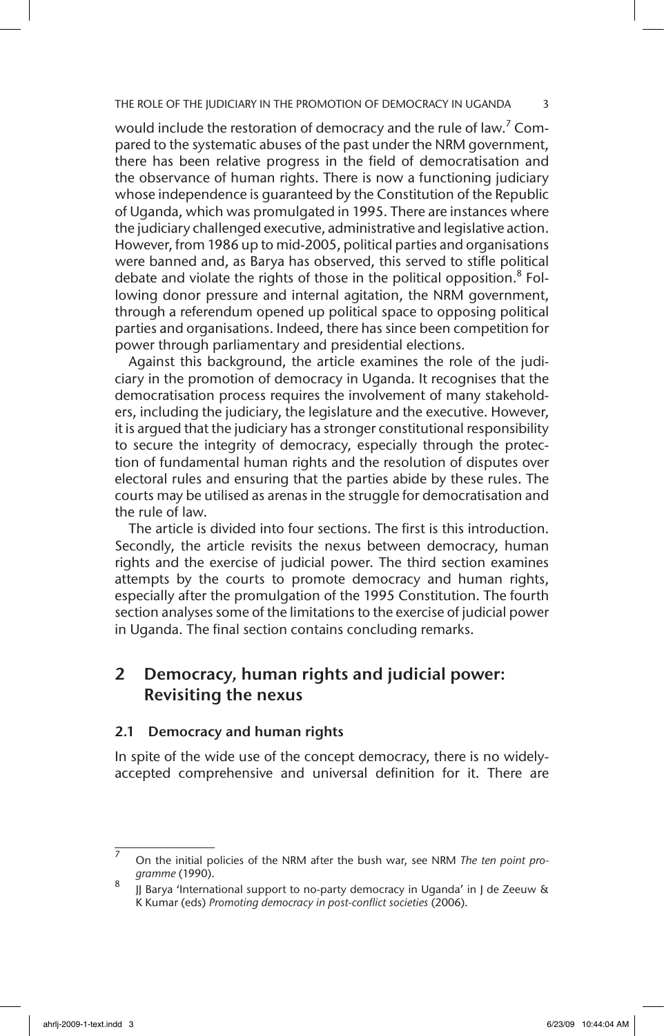would include the restoration of democracy and the rule of law.[7] Compared to the systematic abuses of the past under the NRM government, there has been relative progress in the field of democratisation and the observance of human rights. There is now a functioning judiciary whose independence is guaranteed by the Constitution of the Republic of Uganda, which was promulgated in 1995. There are instances where the judiciary challenged executive, administrative and legislative action. However, from 1986 up to mid-2005, political parties and organisations were banned and, as Barya has observed, this served to stifle political debate and violate the rights of those in the political opposition.[8] Following donor pressure and internal agitation, the NRM government, through a referendum opened up political space to opposing political parties and organisations. Indeed, there has since been competition for power through parliamentary and presidential elections.

Against this background, the article examines the role of the judiciary in the promotion of democracy in Uganda. It recognises that the democratisation process requires the involvement of many stakeholders, including the judiciary, the legislature and the executive. However, it is argued that the judiciary has a stronger constitutional responsibility to secure the integrity of democracy, especially through the protection of fundamental human rights and the resolution of disputes over electoral rules and ensuring that the parties abide by these rules. The courts may be utilised as arenas in the struggle for democratisation and the rule of law.

The article is divided into four sections. The first is this introduction. Secondly, the article revisits the nexus between democracy, human rights and the exercise of judicial power. The third section examines attempts by the courts to promote democracy and human rights, especially after the promulgation of the 1995 Constitution. The fourth section analyses some of the limitations to the exercise of judicial power in Uganda. The final section contains concluding remarks.

## 2 Democracy, human rights and judicial power: Revisiting the nexus

### 2.1 Democracy and human rights

In spite of the wide use of the concept democracy, there is no widely-accepted comprehensive and universal definition for it. There are

---

[7] On the initial policies of the NRM after the bush war, see NRM *The ten point programme* (1990).

[8] JJ Barya 'International support to no-party democracy in Uganda' in J de Zeeuw & K Kumar (eds) *Promoting democracy in post-conflict societies* (2006).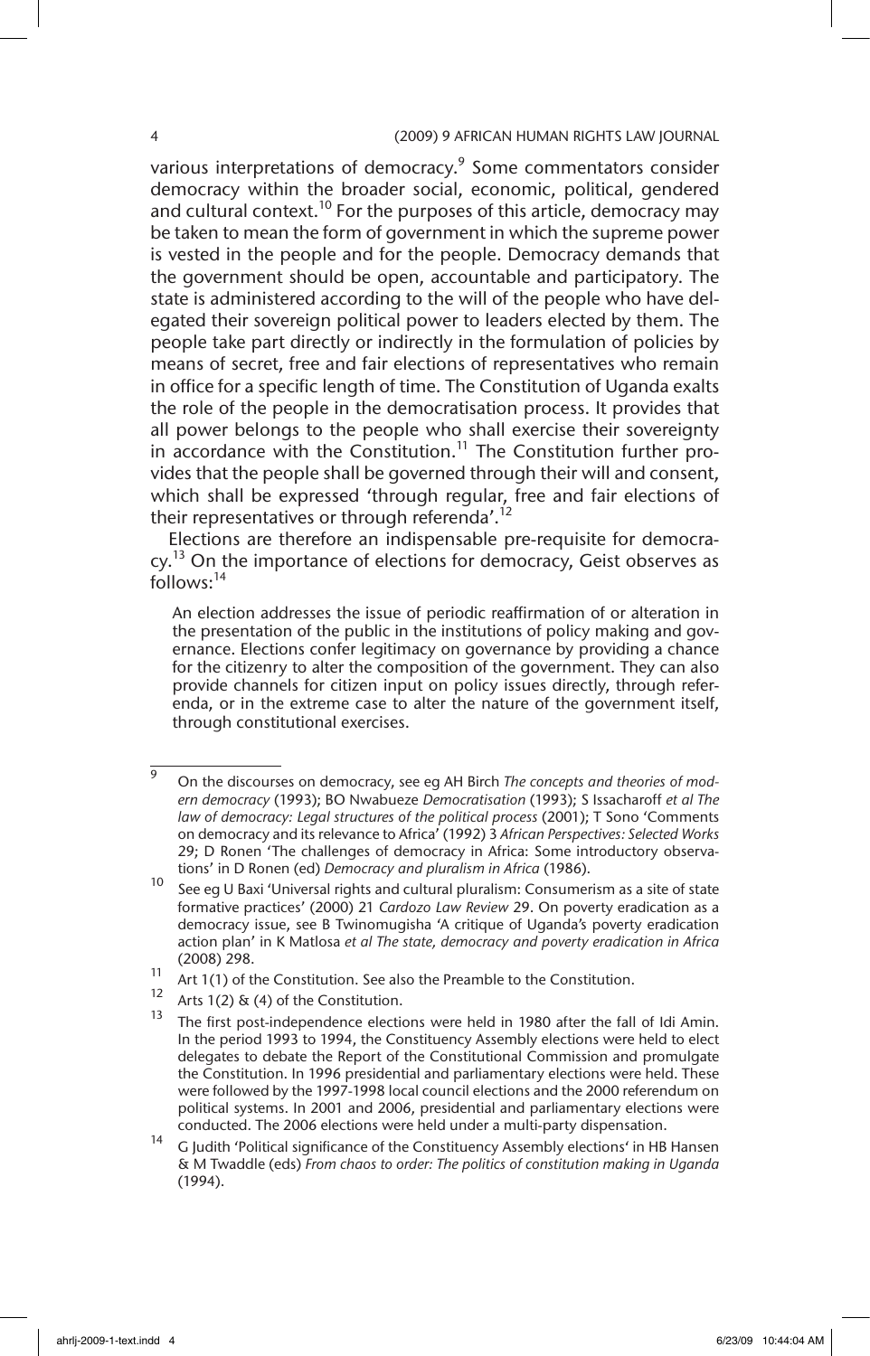various interpretations of democracy.[9] Some commentators consider democracy within the broader social, economic, political, gendered and cultural context.[10] For the purposes of this article, democracy may be taken to mean the form of government in which the supreme power is vested in the people and for the people. Democracy demands that the government should be open, accountable and participatory. The state is administered according to the will of the people who have delegated their sovereign political power to leaders elected by them. The people take part directly or indirectly in the formulation of policies by means of secret, free and fair elections of representatives who remain in office for a specific length of time. The Constitution of Uganda exalts the role of the people in the democratisation process. It provides that all power belongs to the people who shall exercise their sovereignty in accordance with the Constitution.[11] The Constitution further provides that the people shall be governed through their will and consent, which shall be expressed 'through regular, free and fair elections of their representatives or through referenda'.[12]

Elections are therefore an indispensable pre-requisite for democracy.[13] On the importance of elections for democracy, Geist observes as follows:[14]

> An election addresses the issue of periodic reaffirmation of or alteration in the presentation of the public in the institutions of policy making and governance. Elections confer legitimacy on governance by providing a chance for the citizenry to alter the composition of the government. They can also provide channels for citizen input on policy issues directly, through referenda, or in the extreme case to alter the nature of the government itself, through constitutional exercises.

---

9 On the discourses on democracy, see eg AH Birch *The concepts and theories of modern democracy* (1993); BO Nwabueze *Democratisation* (1993); S Issacharoff *et al The law of democracy: Legal structures of the political process* (2001); T Sono 'Comments on democracy and its relevance to Africa' (1992) 3 *African Perspectives: Selected Works* 29; D Ronen 'The challenges of democracy in Africa: Some introductory observations' in D Ronen (ed) *Democracy and pluralism in Africa* (1986).

10 See eg U Baxi 'Universal rights and cultural pluralism: Consumerism as a site of state formative practices' (2000) 21 *Cardozo Law Review* 29. On poverty eradication as a democracy issue, see B Twinomugisha 'A critique of Uganda's poverty eradication action plan' in K Matlosa *et al The state, democracy and poverty eradication in Africa* (2008) 298.

11 Art 1(1) of the Constitution. See also the Preamble to the Constitution.

12 Arts 1(2) & (4) of the Constitution.

13 The first post-independence elections were held in 1980 after the fall of Idi Amin. In the period 1993 to 1994, the Constituency Assembly elections were held to elect delegates to debate the Report of the Constitutional Commission and promulgate the Constitution. In 1996 presidential and parliamentary elections were held. These were followed by the 1997-1998 local council elections and the 2000 referendum on political systems. In 2001 and 2006, presidential and parliamentary elections were conducted. The 2006 elections were held under a multi-party dispensation.

14 G Judith 'Political significance of the Constituency Assembly elections' in HB Hansen & M Twaddle (eds) *From chaos to order: The politics of constitution making in Uganda* (1994).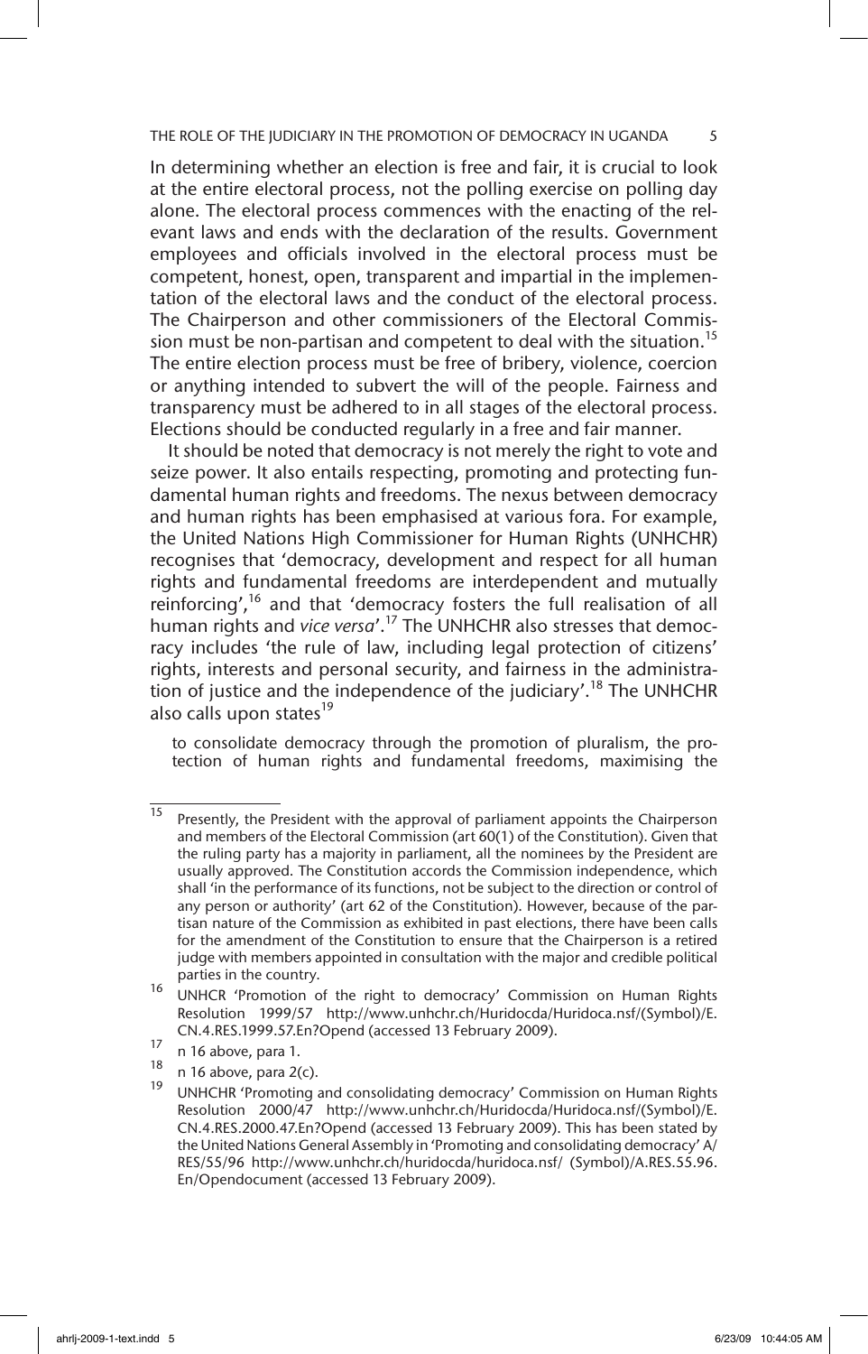In determining whether an election is free and fair, it is crucial to look at the entire electoral process, not the polling exercise on polling day alone. The electoral process commences with the enacting of the relevant laws and ends with the declaration of the results. Government employees and officials involved in the electoral process must be competent, honest, open, transparent and impartial in the implementation of the electoral laws and the conduct of the electoral process. The Chairperson and other commissioners of the Electoral Commission must be non-partisan and competent to deal with the situation.[15] The entire election process must be free of bribery, violence, coercion or anything intended to subvert the will of the people. Fairness and transparency must be adhered to in all stages of the electoral process. Elections should be conducted regularly in a free and fair manner.

It should be noted that democracy is not merely the right to vote and seize power. It also entails respecting, promoting and protecting fundamental human rights and freedoms. The nexus between democracy and human rights has been emphasised at various fora. For example, the United Nations High Commissioner for Human Rights (UNHCHR) recognises that 'democracy, development and respect for all human rights and fundamental freedoms are interdependent and mutually reinforcing',[16] and that 'democracy fosters the full realisation of all human rights and *vice versa*'.[17] The UNHCHR also stresses that democracy includes 'the rule of law, including legal protection of citizens' rights, interests and personal security, and fairness in the administration of justice and the independence of the judiciary'.[18] The UNHCHR also calls upon states[19]

> to consolidate democracy through the promotion of pluralism, the protection of human rights and fundamental freedoms, maximising the

---

[15] Presently, the President with the approval of parliament appoints the Chairperson and members of the Electoral Commission (art 60(1) of the Constitution). Given that the ruling party has a majority in parliament, all the nominees by the President are usually approved. The Constitution accords the Commission independence, which shall 'in the performance of its functions, not be subject to the direction or control of any person or authority' (art 62 of the Constitution). However, because of the partisan nature of the Commission as exhibited in past elections, there have been calls for the amendment of the Constitution to ensure that the Chairperson is a retired judge with members appointed in consultation with the major and credible political parties in the country.

[16] UNHCR 'Promotion of the right to democracy' Commission on Human Rights Resolution 1999/57 http://www.unhchr.ch/Huridocda/Huridoca.nsf/(Symbol)/E.CN.4.RES.1999.57.En?Opend (accessed 13 February 2009).

[17] n 16 above, para 1.

[18] n 16 above, para 2(c).

[19] UNHCHR 'Promoting and consolidating democracy' Commission on Human Rights Resolution 2000/47 http://www.unhchr.ch/Huridocda/Huridoca.nsf/(Symbol)/E.CN.4.RES.2000.47.En?Opend (accessed 13 February 2009). This has been stated by the United Nations General Assembly in 'Promoting and consolidating democracy' A/RES/55/96 http://www.unhchr.ch/huridocda/huridoca.nsf/ (Symbol)/A.RES.55.96.En/Opendocument (accessed 13 February 2009).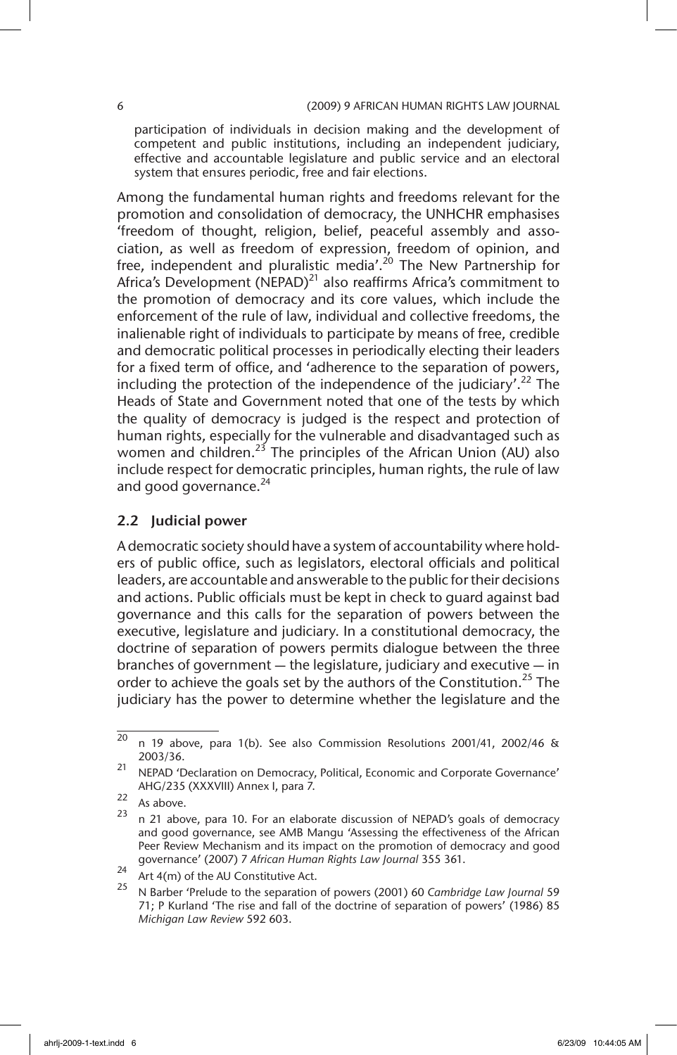participation of individuals in decision making and the development of competent and public institutions, including an independent judiciary, effective and accountable legislature and public service and an electoral system that ensures periodic, free and fair elections.

Among the fundamental human rights and freedoms relevant for the promotion and consolidation of democracy, the UNHCHR emphasises 'freedom of thought, religion, belief, peaceful assembly and association, as well as freedom of expression, freedom of opinion, and free, independent and pluralistic media'.[20] The New Partnership for Africa's Development (NEPAD)[21] also reaffirms Africa's commitment to the promotion of democracy and its core values, which include the enforcement of the rule of law, individual and collective freedoms, the inalienable right of individuals to participate by means of free, credible and democratic political processes in periodically electing their leaders for a fixed term of office, and 'adherence to the separation of powers, including the protection of the independence of the judiciary'.[22] The Heads of State and Government noted that one of the tests by which the quality of democracy is judged is the respect and protection of human rights, especially for the vulnerable and disadvantaged such as women and children.[23] The principles of the African Union (AU) also include respect for democratic principles, human rights, the rule of law and good governance.[24]

### 2.2 Judicial power

A democratic society should have a system of accountability where holders of public office, such as legislators, electoral officials and political leaders, are accountable and answerable to the public for their decisions and actions. Public officials must be kept in check to guard against bad governance and this calls for the separation of powers between the executive, legislature and judiciary. In a constitutional democracy, the doctrine of separation of powers permits dialogue between the three branches of government — the legislature, judiciary and executive — in order to achieve the goals set by the authors of the Constitution.[25] The judiciary has the power to determine whether the legislature and the

---

[20] n 19 above, para 1(b). See also Commission Resolutions 2001/41, 2002/46 & 2003/36.

[21] NEPAD 'Declaration on Democracy, Political, Economic and Corporate Governance' AHG/235 (XXXVIII) Annex I, para 7.

[22] As above.

[23] n 21 above, para 10. For an elaborate discussion of NEPAD's goals of democracy and good governance, see AMB Mangu 'Assessing the effectiveness of the African Peer Review Mechanism and its impact on the promotion of democracy and good governance' (2007) 7 *African Human Rights Law Journal* 355 361.

[24] Art 4(m) of the AU Constitutive Act.

[25] N Barber 'Prelude to the separation of powers (2001) 60 *Cambridge Law Journal* 59 71; P Kurland 'The rise and fall of the doctrine of separation of powers' (1986) 85 *Michigan Law Review* 592 603.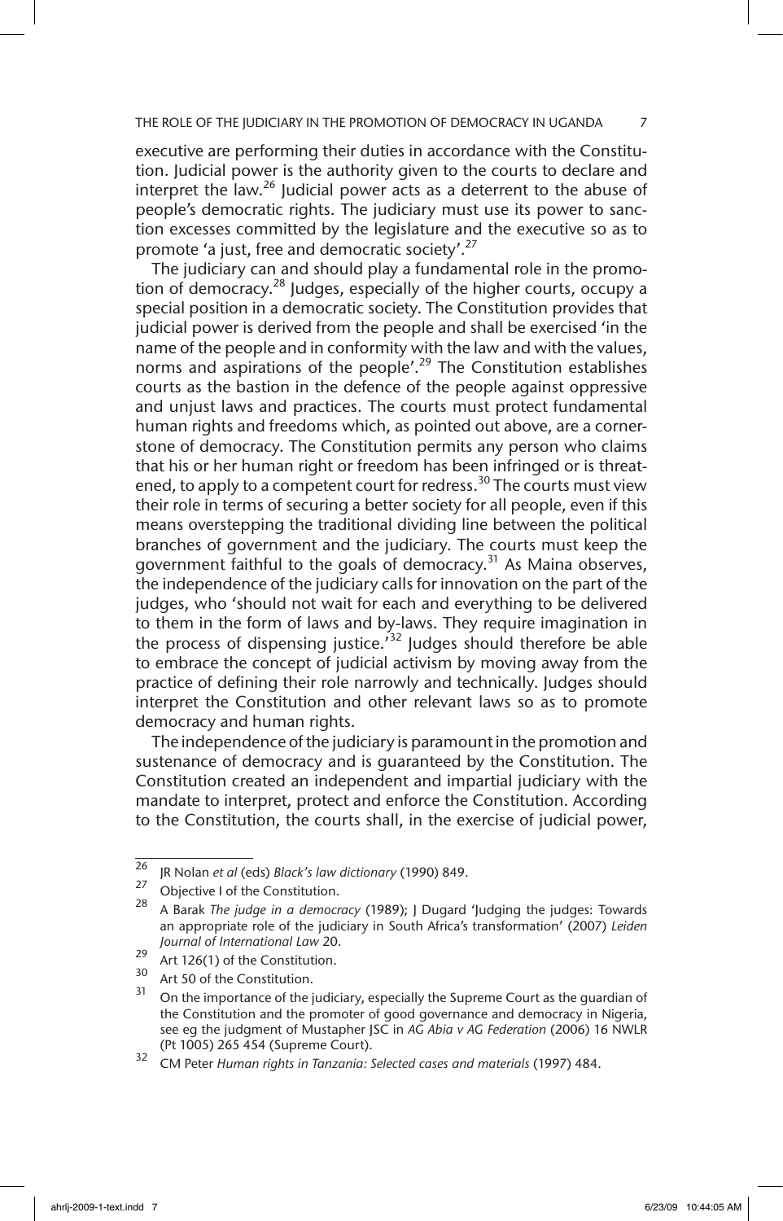executive are performing their duties in accordance with the Constitution. Judicial power is the authority given to the courts to declare and interpret the law.[26] Judicial power acts as a deterrent to the abuse of people's democratic rights. The judiciary must use its power to sanction excesses committed by the legislature and the executive so as to promote 'a just, free and democratic society'.[27]

The judiciary can and should play a fundamental role in the promotion of democracy.[28] Judges, especially of the higher courts, occupy a special position in a democratic society. The Constitution provides that judicial power is derived from the people and shall be exercised 'in the name of the people and in conformity with the law and with the values, norms and aspirations of the people'.[29] The Constitution establishes courts as the bastion in the defence of the people against oppressive and unjust laws and practices. The courts must protect fundamental human rights and freedoms which, as pointed out above, are a cornerstone of democracy. The Constitution permits any person who claims that his or her human right or freedom has been infringed or is threatened, to apply to a competent court for redress.[30] The courts must view their role in terms of securing a better society for all people, even if this means overstepping the traditional dividing line between the political branches of government and the judiciary. The courts must keep the government faithful to the goals of democracy.[31] As Maina observes, the independence of the judiciary calls for innovation on the part of the judges, who 'should not wait for each and everything to be delivered to them in the form of laws and by-laws. They require imagination in the process of dispensing justice.'[32] Judges should therefore be able to embrace the concept of judicial activism by moving away from the practice of defining their role narrowly and technically. Judges should interpret the Constitution and other relevant laws so as to promote democracy and human rights.

The independence of the judiciary is paramount in the promotion and sustenance of democracy and is guaranteed by the Constitution. The Constitution created an independent and impartial judiciary with the mandate to interpret, protect and enforce the Constitution. According to the Constitution, the courts shall, in the exercise of judicial power,

---

[26] JR Nolan *et al* (eds) *Black's law dictionary* (1990) 849.

[27] Objective I of the Constitution.

[28] A Barak *The judge in a democracy* (1989); J Dugard 'Judging the judges: Towards an appropriate role of the judiciary in South Africa's transformation' (2007) *Leiden Journal of International Law* 20.

[29] Art 126(1) of the Constitution.

[30] Art 50 of the Constitution.

[31] On the importance of the judiciary, especially the Supreme Court as the guardian of the Constitution and the promoter of good governance and democracy in Nigeria, see eg the judgment of Mustapher JSC in *AG Abia v AG Federation* (2006) 16 NWLR (Pt 1005) 265 454 (Supreme Court).

[32] CM Peter *Human rights in Tanzania: Selected cases and materials* (1997) 484.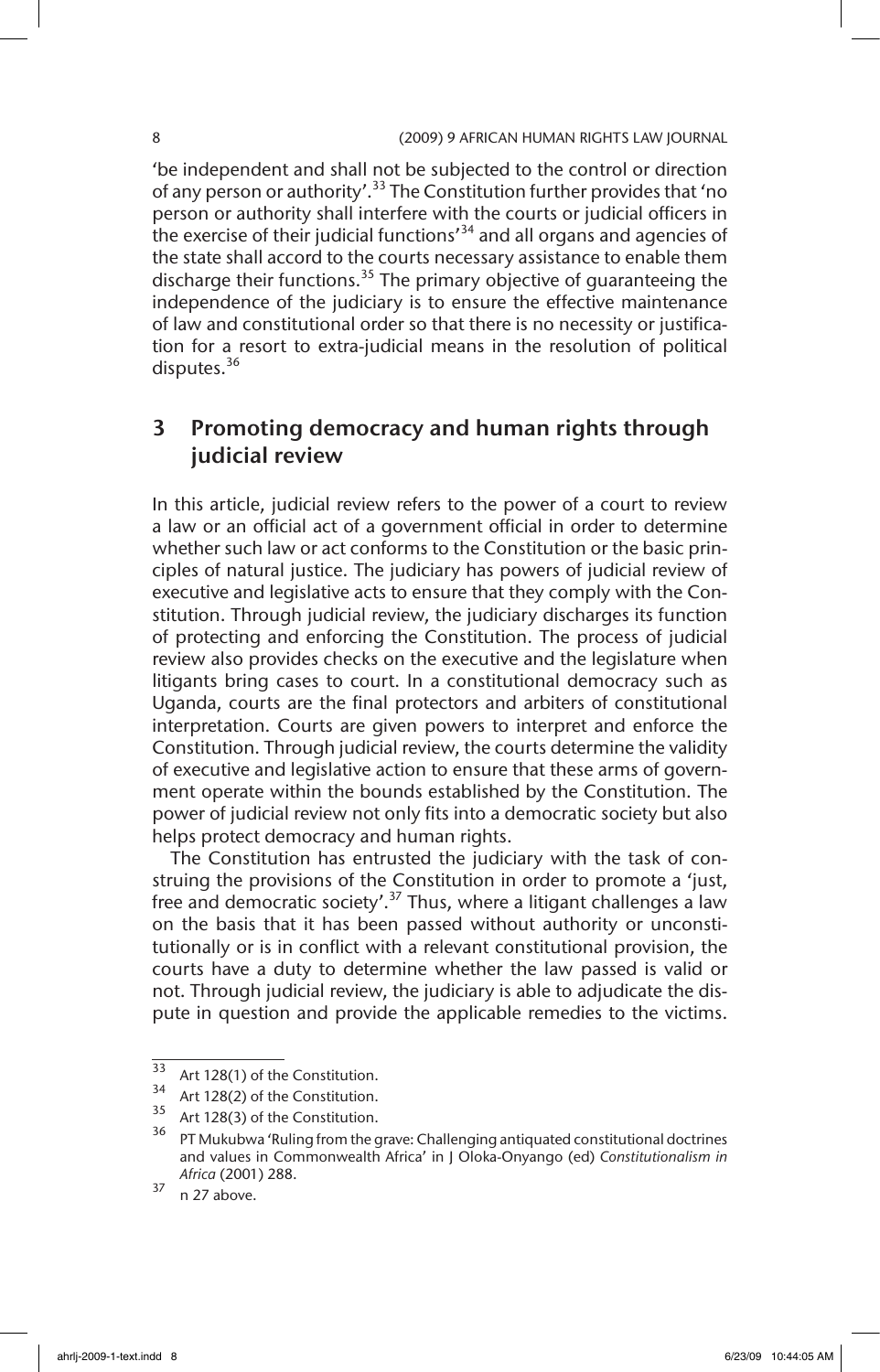'be independent and shall not be subjected to the control or direction of any person or authority'.[33] The Constitution further provides that 'no person or authority shall interfere with the courts or judicial officers in the exercise of their judicial functions'[34] and all organs and agencies of the state shall accord to the courts necessary assistance to enable them discharge their functions.[35] The primary objective of guaranteeing the independence of the judiciary is to ensure the effective maintenance of law and constitutional order so that there is no necessity or justification for a resort to extra-judicial means in the resolution of political disputes.[36]

## 3 Promoting democracy and human rights through judicial review

In this article, judicial review refers to the power of a court to review a law or an official act of a government official in order to determine whether such law or act conforms to the Constitution or the basic principles of natural justice. The judiciary has powers of judicial review of executive and legislative acts to ensure that they comply with the Constitution. Through judicial review, the judiciary discharges its function of protecting and enforcing the Constitution. The process of judicial review also provides checks on the executive and the legislature when litigants bring cases to court. In a constitutional democracy such as Uganda, courts are the final protectors and arbiters of constitutional interpretation. Courts are given powers to interpret and enforce the Constitution. Through judicial review, the courts determine the validity of executive and legislative action to ensure that these arms of government operate within the bounds established by the Constitution. The power of judicial review not only fits into a democratic society but also helps protect democracy and human rights.

The Constitution has entrusted the judiciary with the task of construing the provisions of the Constitution in order to promote a 'just, free and democratic society'.[37] Thus, where a litigant challenges a law on the basis that it has been passed without authority or unconstitutionally or is in conflict with a relevant constitutional provision, the courts have a duty to determine whether the law passed is valid or not. Through judicial review, the judiciary is able to adjudicate the dispute in question and provide the applicable remedies to the victims.

---

[33] Art 128(1) of the Constitution.

[34] Art 128(2) of the Constitution.

[35] Art 128(3) of the Constitution.

[36] PT Mukubwa 'Ruling from the grave: Challenging antiquated constitutional doctrines and values in Commonwealth Africa' in J Oloka-Onyango (ed) *Constitutionalism in Africa* (2001) 288.

[37] n 27 above.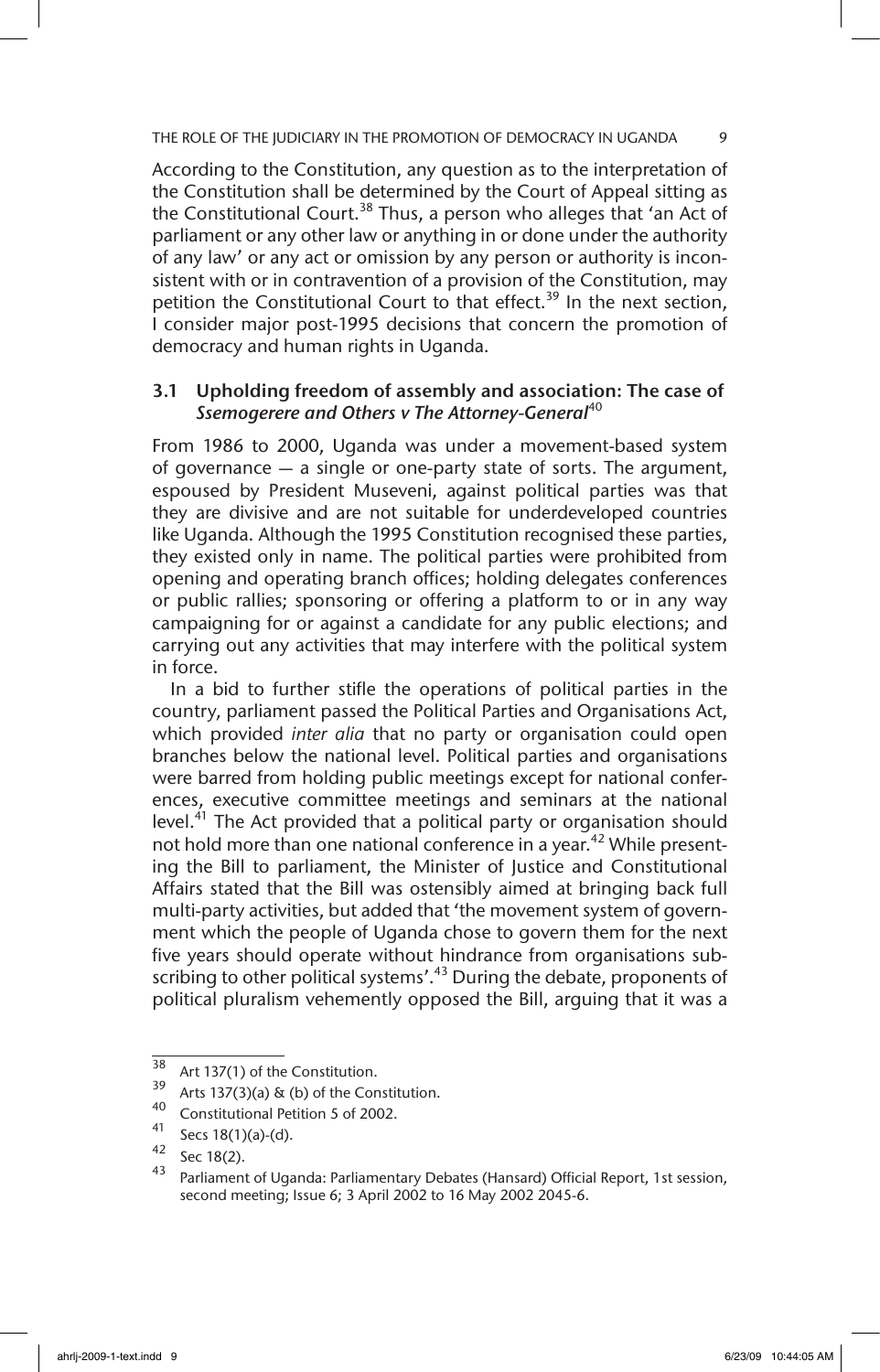According to the Constitution, any question as to the interpretation of the Constitution shall be determined by the Court of Appeal sitting as the Constitutional Court.[38] Thus, a person who alleges that 'an Act of parliament or any other law or anything in or done under the authority of any law' or any act or omission by any person or authority is inconsistent with or in contravention of a provision of the Constitution, may petition the Constitutional Court to that effect.[39] In the next section, I consider major post-1995 decisions that concern the promotion of democracy and human rights in Uganda.

### 3.1 Upholding freedom of assembly and association: The case of *Ssemogerere and Others v The Attorney-General*[40]

From 1986 to 2000, Uganda was under a movement-based system of governance — a single or one-party state of sorts. The argument, espoused by President Museveni, against political parties was that they are divisive and are not suitable for underdeveloped countries like Uganda. Although the 1995 Constitution recognised these parties, they existed only in name. The political parties were prohibited from opening and operating branch offices; holding delegates conferences or public rallies; sponsoring or offering a platform to or in any way campaigning for or against a candidate for any public elections; and carrying out any activities that may interfere with the political system in force.

In a bid to further stifle the operations of political parties in the country, parliament passed the Political Parties and Organisations Act, which provided *inter alia* that no party or organisation could open branches below the national level. Political parties and organisations were barred from holding public meetings except for national conferences, executive committee meetings and seminars at the national level.[41] The Act provided that a political party or organisation should not hold more than one national conference in a year.[42] While presenting the Bill to parliament, the Minister of Justice and Constitutional Affairs stated that the Bill was ostensibly aimed at bringing back full multi-party activities, but added that 'the movement system of government which the people of Uganda chose to govern them for the next five years should operate without hindrance from organisations subscribing to other political systems'.[43] During the debate, proponents of political pluralism vehemently opposed the Bill, arguing that it was a

---

[38] Art 137(1) of the Constitution.

[39] Arts 137(3)(a) & (b) of the Constitution.

[40] Constitutional Petition 5 of 2002.

[41] Secs 18(1)(a)-(d).

[42] Sec 18(2).

[43] Parliament of Uganda: Parliamentary Debates (Hansard) Official Report, 1st session, second meeting; Issue 6; 3 April 2002 to 16 May 2002 2045-6.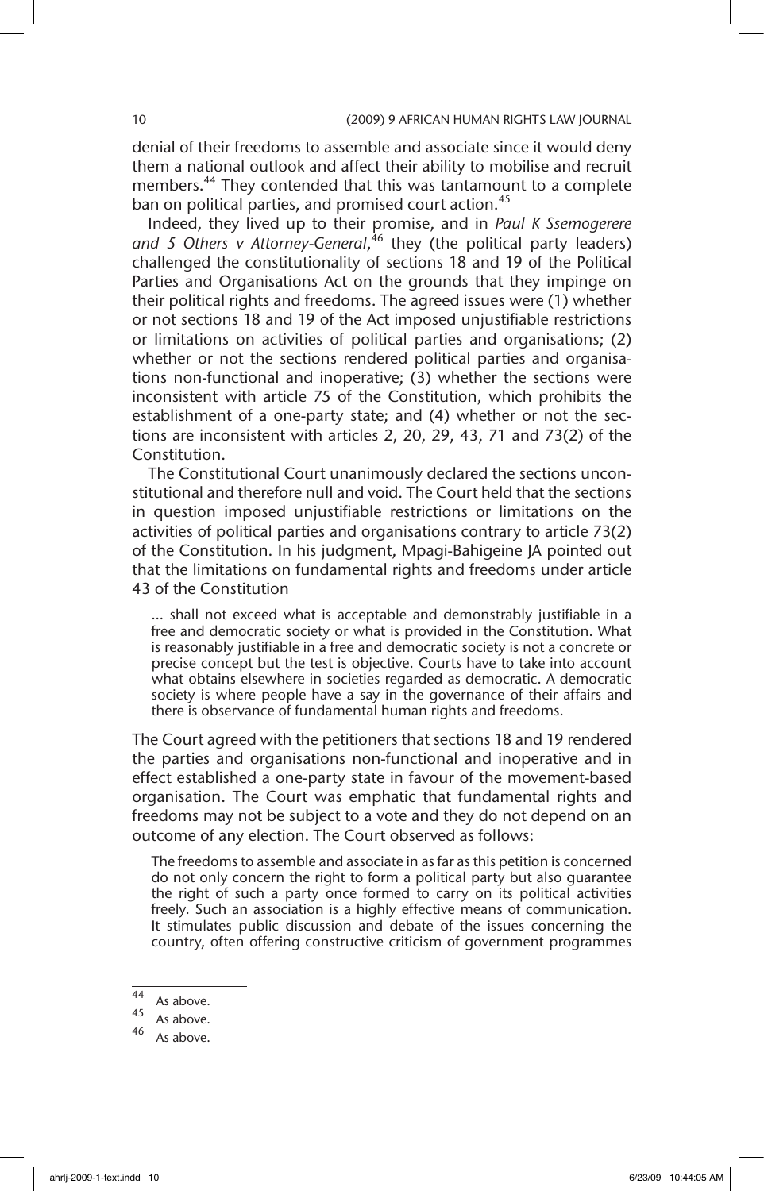denial of their freedoms to assemble and associate since it would deny them a national outlook and affect their ability to mobilise and recruit members.[44] They contended that this was tantamount to a complete ban on political parties, and promised court action.[45]

Indeed, they lived up to their promise, and in *Paul K Ssemogerere and 5 Others v Attorney-General*,[46] they (the political party leaders) challenged the constitutionality of sections 18 and 19 of the Political Parties and Organisations Act on the grounds that they impinge on their political rights and freedoms. The agreed issues were (1) whether or not sections 18 and 19 of the Act imposed unjustifiable restrictions or limitations on activities of political parties and organisations; (2) whether or not the sections rendered political parties and organisations non-functional and inoperative; (3) whether the sections were inconsistent with article 75 of the Constitution, which prohibits the establishment of a one-party state; and (4) whether or not the sections are inconsistent with articles 2, 20, 29, 43, 71 and 73(2) of the Constitution.

The Constitutional Court unanimously declared the sections unconstitutional and therefore null and void. The Court held that the sections in question imposed unjustifiable restrictions or limitations on the activities of political parties and organisations contrary to article 73(2) of the Constitution. In his judgment, Mpagi-Bahigeine JA pointed out that the limitations on fundamental rights and freedoms under article 43 of the Constitution

> ... shall not exceed what is acceptable and demonstrably justifiable in a free and democratic society or what is provided in the Constitution. What is reasonably justifiable in a free and democratic society is not a concrete or precise concept but the test is objective. Courts have to take into account what obtains elsewhere in societies regarded as democratic. A democratic society is where people have a say in the governance of their affairs and there is observance of fundamental human rights and freedoms.

The Court agreed with the petitioners that sections 18 and 19 rendered the parties and organisations non-functional and inoperative and in effect established a one-party state in favour of the movement-based organisation. The Court was emphatic that fundamental rights and freedoms may not be subject to a vote and they do not depend on an outcome of any election. The Court observed as follows:

> The freedoms to assemble and associate in as far as this petition is concerned do not only concern the right to form a political party but also guarantee the right of such a party once formed to carry on its political activities freely. Such an association is a highly effective means of communication. It stimulates public discussion and debate of the issues concerning the country, often offering constructive criticism of government programmes

---

[44] As above.

[45] As above.

[46] As above.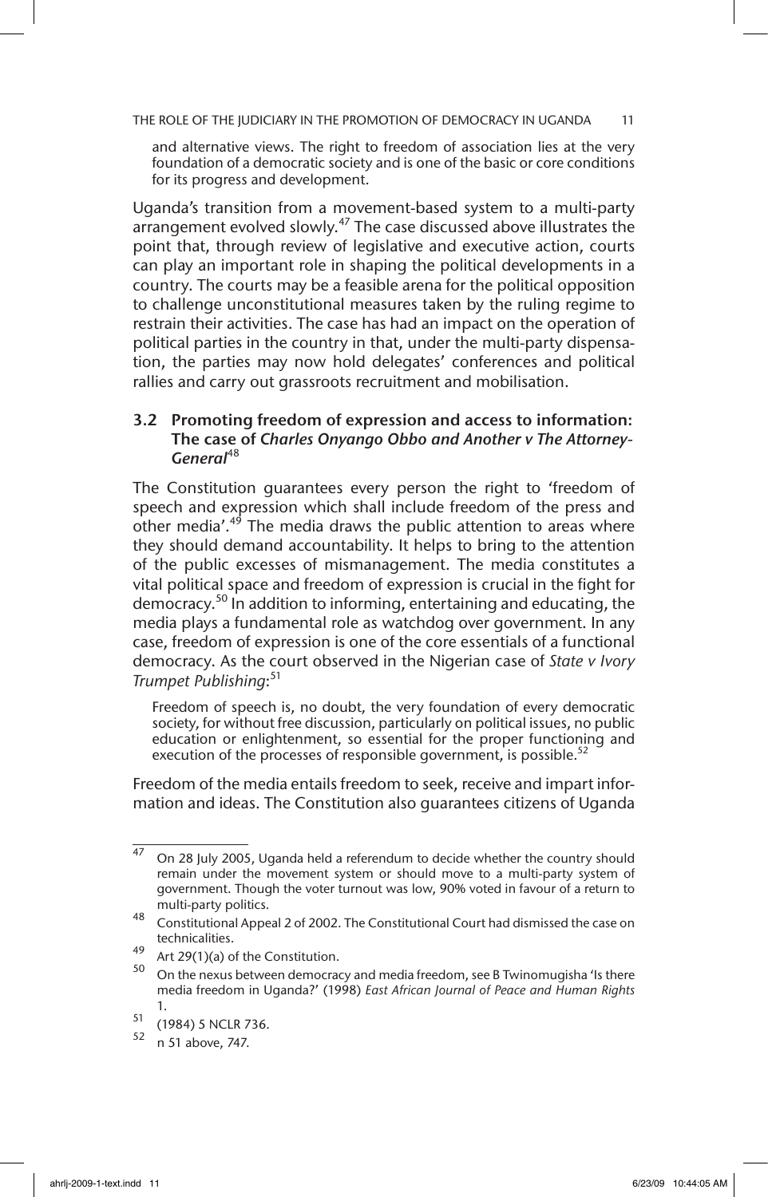and alternative views. The right to freedom of association lies at the very foundation of a democratic society and is one of the basic or core conditions for its progress and development.

Uganda's transition from a movement-based system to a multi-party arrangement evolved slowly.[47] The case discussed above illustrates the point that, through review of legislative and executive action, courts can play an important role in shaping the political developments in a country. The courts may be a feasible arena for the political opposition to challenge unconstitutional measures taken by the ruling regime to restrain their activities. The case has had an impact on the operation of political parties in the country in that, under the multi-party dispensation, the parties may now hold delegates' conferences and political rallies and carry out grassroots recruitment and mobilisation.

### 3.2 Promoting freedom of expression and access to information: The case of *Charles Onyango Obbo and Another v The Attorney-General*[48]

The Constitution guarantees every person the right to 'freedom of speech and expression which shall include freedom of the press and other media'.[49] The media draws the public attention to areas where they should demand accountability. It helps to bring to the attention of the public excesses of mismanagement. The media constitutes a vital political space and freedom of expression is crucial in the fight for democracy.[50] In addition to informing, entertaining and educating, the media plays a fundamental role as watchdog over government. In any case, freedom of expression is one of the core essentials of a functional democracy. As the court observed in the Nigerian case of *State v Ivory Trumpet Publishing*:[51]

> Freedom of speech is, no doubt, the very foundation of every democratic society, for without free discussion, particularly on political issues, no public education or enlightenment, so essential for the proper functioning and execution of the processes of responsible government, is possible.[52]

Freedom of the media entails freedom to seek, receive and impart information and ideas. The Constitution also guarantees citizens of Uganda

---

[47] On 28 July 2005, Uganda held a referendum to decide whether the country should remain under the movement system or should move to a multi-party system of government. Though the voter turnout was low, 90% voted in favour of a return to multi-party politics.

[48] Constitutional Appeal 2 of 2002. The Constitutional Court had dismissed the case on technicalities.

[49] Art 29(1)(a) of the Constitution.

[50] On the nexus between democracy and media freedom, see B Twinomugisha 'Is there media freedom in Uganda?' (1998) *East African Journal of Peace and Human Rights* 1.

[51] (1984) 5 NCLR 736.

[52] n 51 above, 747.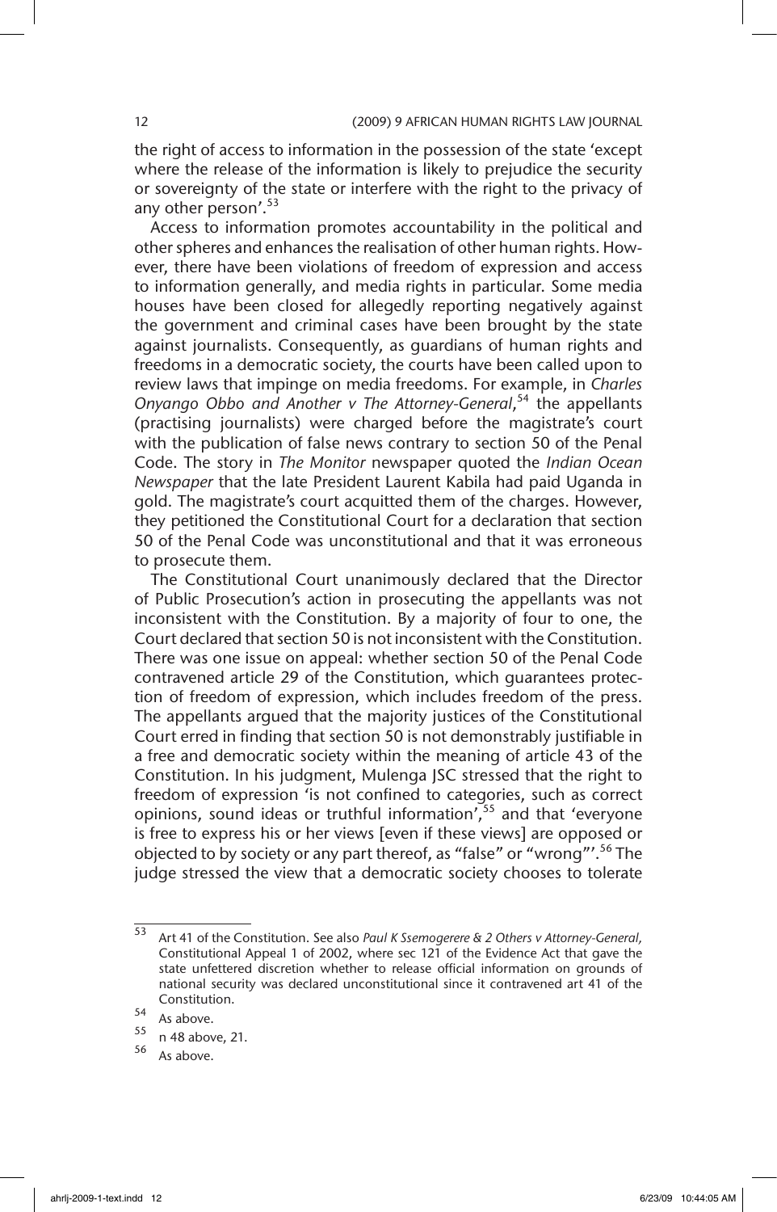the right of access to information in the possession of the state 'except where the release of the information is likely to prejudice the security or sovereignty of the state or interfere with the right to the privacy of any other person'.[53]

Access to information promotes accountability in the political and other spheres and enhances the realisation of other human rights. However, there have been violations of freedom of expression and access to information generally, and media rights in particular. Some media houses have been closed for allegedly reporting negatively against the government and criminal cases have been brought by the state against journalists. Consequently, as guardians of human rights and freedoms in a democratic society, the courts have been called upon to review laws that impinge on media freedoms. For example, in *Charles Onyango Obbo and Another v The Attorney-General*,[54] the appellants (practising journalists) were charged before the magistrate's court with the publication of false news contrary to section 50 of the Penal Code. The story in *The Monitor* newspaper quoted the *Indian Ocean Newspaper* that the late President Laurent Kabila had paid Uganda in gold. The magistrate's court acquitted them of the charges. However, they petitioned the Constitutional Court for a declaration that section 50 of the Penal Code was unconstitutional and that it was erroneous to prosecute them.

The Constitutional Court unanimously declared that the Director of Public Prosecution's action in prosecuting the appellants was not inconsistent with the Constitution. By a majority of four to one, the Court declared that section 50 is not inconsistent with the Constitution. There was one issue on appeal: whether section 50 of the Penal Code contravened article 29 of the Constitution, which guarantees protection of freedom of expression, which includes freedom of the press. The appellants argued that the majority justices of the Constitutional Court erred in finding that section 50 is not demonstrably justifiable in a free and democratic society within the meaning of article 43 of the Constitution. In his judgment, Mulenga JSC stressed that the right to freedom of expression 'is not confined to categories, such as correct opinions, sound ideas or truthful information',[55] and that 'everyone is free to express his or her views [even if these views] are opposed or objected to by society or any part thereof, as "false" or "wrong"'.[56] The judge stressed the view that a democratic society chooses to tolerate

---

[53] Art 41 of the Constitution. See also *Paul K Ssemogerere & 2 Others v Attorney-General,* Constitutional Appeal 1 of 2002, where sec 121 of the Evidence Act that gave the state unfettered discretion whether to release official information on grounds of national security was declared unconstitutional since it contravened art 41 of the Constitution.

[54] As above.

[55] n 48 above, 21.

[56] As above.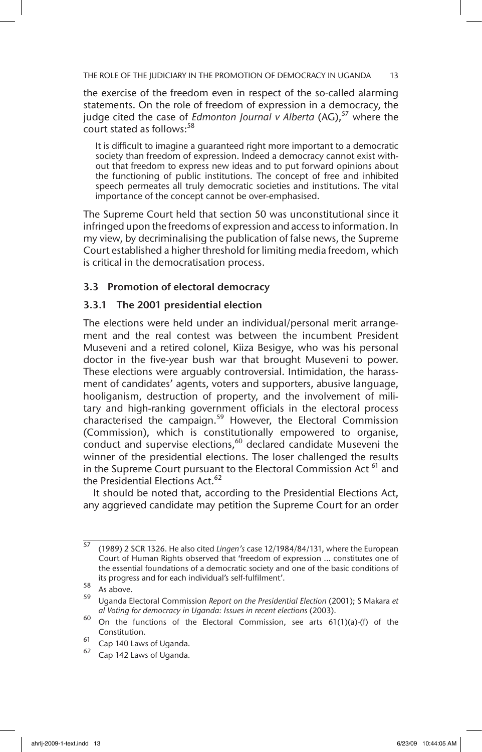the exercise of the freedom even in respect of the so-called alarming statements. On the role of freedom of expression in a democracy, the judge cited the case of *Edmonton Journal v Alberta* (AG),[57] where the court stated as follows:[58]

> It is difficult to imagine a guaranteed right more important to a democratic society than freedom of expression. Indeed a democracy cannot exist without that freedom to express new ideas and to put forward opinions about the functioning of public institutions. The concept of free and inhibited speech permeates all truly democratic societies and institutions. The vital importance of the concept cannot be over-emphasised.

The Supreme Court held that section 50 was unconstitutional since it infringed upon the freedoms of expression and access to information. In my view, by decriminalising the publication of false news, the Supreme Court established a higher threshold for limiting media freedom, which is critical in the democratisation process.

### 3.3 Promotion of electoral democracy

#### 3.3.1 The 2001 presidential election

The elections were held under an individual/personal merit arrangement and the real contest was between the incumbent President Museveni and a retired colonel, Kiiza Besigye, who was his personal doctor in the five-year bush war that brought Museveni to power. These elections were arguably controversial. Intimidation, the harassment of candidates' agents, voters and supporters, abusive language, hooliganism, destruction of property, and the involvement of military and high-ranking government officials in the electoral process characterised the campaign.[59] However, the Electoral Commission (Commission), which is constitutionally empowered to organise, conduct and supervise elections,[60] declared candidate Museveni the winner of the presidential elections. The loser challenged the results in the Supreme Court pursuant to the Electoral Commission Act [61] and the Presidential Elections Act.[62]

It should be noted that, according to the Presidential Elections Act, any aggrieved candidate may petition the Supreme Court for an order

---

[57] (1989) 2 SCR 1326. He also cited *Lingen's* case 12/1984/84/131, where the European Court of Human Rights observed that 'freedom of expression ... constitutes one of the essential foundations of a democratic society and one of the basic conditions of its progress and for each individual's self-fulfilment'.

[58] As above.

[59] Uganda Electoral Commission *Report on the Presidential Election* (2001); S Makara *et al Voting for democracy in Uganda: Issues in recent elections* (2003).

[60] On the functions of the Electoral Commission, see arts 61(1)(a)-(f) of the Constitution.

[61] Cap 140 Laws of Uganda.

[62] Cap 142 Laws of Uganda.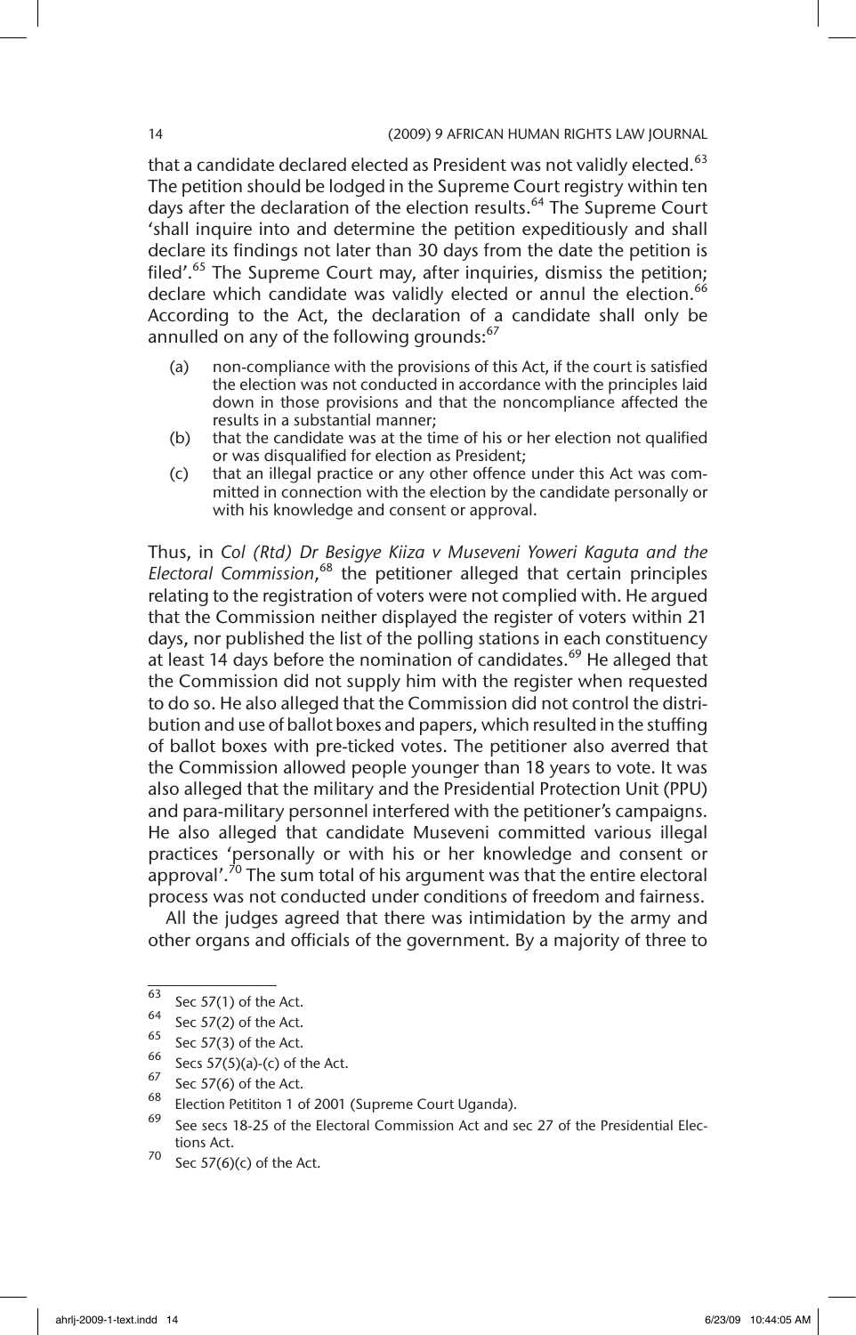that a candidate declared elected as President was not validly elected.[63] The petition should be lodged in the Supreme Court registry within ten days after the declaration of the election results.[64] The Supreme Court 'shall inquire into and determine the petition expeditiously and shall declare its findings not later than 30 days from the date the petition is filed'.[65] The Supreme Court may, after inquiries, dismiss the petition; declare which candidate was validly elected or annul the election.[66] According to the Act, the declaration of a candidate shall only be annulled on any of the following grounds:[67]

> (a) non-compliance with the provisions of this Act, if the court is satisfied the election was not conducted in accordance with the principles laid down in those provisions and that the noncompliance affected the results in a substantial manner;
> (b) that the candidate was at the time of his or her election not qualified or was disqualified for election as President;
> (c) that an illegal practice or any other offence under this Act was committed in connection with the election by the candidate personally or with his knowledge and consent or approval.

Thus, in *Col (Rtd) Dr Besigye Kiiza v Museveni Yoweri Kaguta and the Electoral Commission*,[68] the petitioner alleged that certain principles relating to the registration of voters were not complied with. He argued that the Commission neither displayed the register of voters within 21 days, nor published the list of the polling stations in each constituency at least 14 days before the nomination of candidates.[69] He alleged that the Commission did not supply him with the register when requested to do so. He also alleged that the Commission did not control the distribution and use of ballot boxes and papers, which resulted in the stuffing of ballot boxes with pre-ticked votes. The petitioner also averred that the Commission allowed people younger than 18 years to vote. It was also alleged that the military and the Presidential Protection Unit (PPU) and para-military personnel interfered with the petitioner's campaigns. He also alleged that candidate Museveni committed various illegal practices 'personally or with his or her knowledge and consent or approval'.[70] The sum total of his argument was that the entire electoral process was not conducted under conditions of freedom and fairness.

All the judges agreed that there was intimidation by the army and other organs and officials of the government. By a majority of three to

---

[63] Sec 57(1) of the Act.

[64] Sec 57(2) of the Act.

[65] Sec 57(3) of the Act.

[66] Secs 57(5)(a)-(c) of the Act.

[67] Sec 57(6) of the Act.

[68] Election Petititon 1 of 2001 (Supreme Court Uganda).

[69] See secs 18-25 of the Electoral Commission Act and sec 27 of the Presidential Elections Act.

[70] Sec 57(6)(c) of the Act.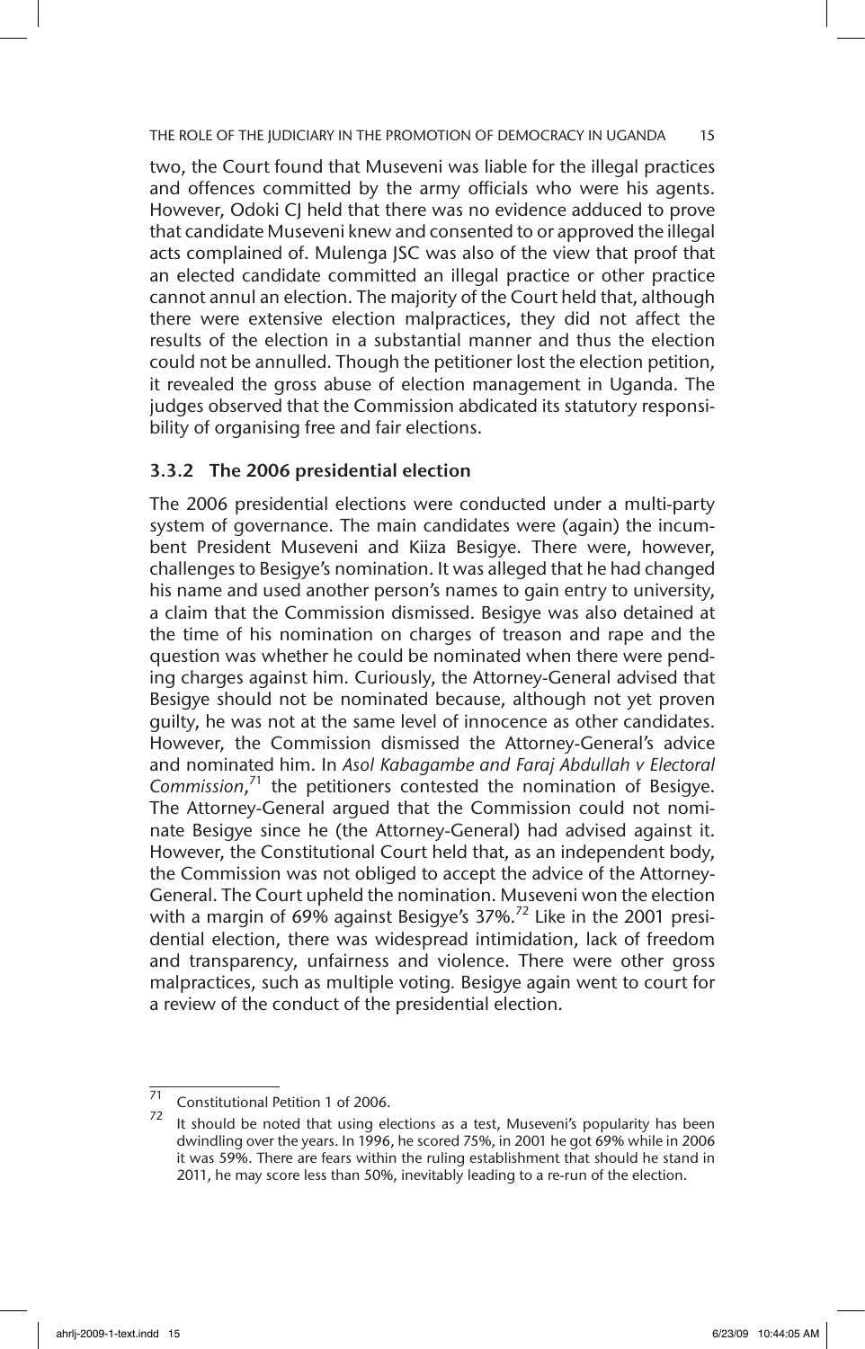two, the Court found that Museveni was liable for the illegal practices and offences committed by the army officials who were his agents. However, Odoki CJ held that there was no evidence adduced to prove that candidate Museveni knew and consented to or approved the illegal acts complained of. Mulenga JSC was also of the view that proof that an elected candidate committed an illegal practice or other practice cannot annul an election. The majority of the Court held that, although there were extensive election malpractices, they did not affect the results of the election in a substantial manner and thus the election could not be annulled. Though the petitioner lost the election petition, it revealed the gross abuse of election management in Uganda. The judges observed that the Commission abdicated its statutory responsibility of organising free and fair elections.

### 3.3.2 The 2006 presidential election

The 2006 presidential elections were conducted under a multi-party system of governance. The main candidates were (again) the incumbent President Museveni and Kiiza Besigye. There were, however, challenges to Besigye's nomination. It was alleged that he had changed his name and used another person's names to gain entry to university, a claim that the Commission dismissed. Besigye was also detained at the time of his nomination on charges of treason and rape and the question was whether he could be nominated when there were pending charges against him. Curiously, the Attorney-General advised that Besigye should not be nominated because, although not yet proven guilty, he was not at the same level of innocence as other candidates. However, the Commission dismissed the Attorney-General's advice and nominated him. In *Asol Kabagambe and Faraj Abdullah v Electoral Commission*,[71] the petitioners contested the nomination of Besigye. The Attorney-General argued that the Commission could not nominate Besigye since he (the Attorney-General) had advised against it. However, the Constitutional Court held that, as an independent body, the Commission was not obliged to accept the advice of the Attorney-General. The Court upheld the nomination. Museveni won the election with a margin of 69% against Besigye's 37%.[72] Like in the 2001 presidential election, there was widespread intimidation, lack of freedom and transparency, unfairness and violence. There were other gross malpractices, such as multiple voting. Besigye again went to court for a review of the conduct of the presidential election.

---

[71] Constitutional Petition 1 of 2006.

[72] It should be noted that using elections as a test, Museveni's popularity has been dwindling over the years. In 1996, he scored 75%, in 2001 he got 69% while in 2006 it was 59%. There are fears within the ruling establishment that should he stand in 2011, he may score less than 50%, inevitably leading to a re-run of the election.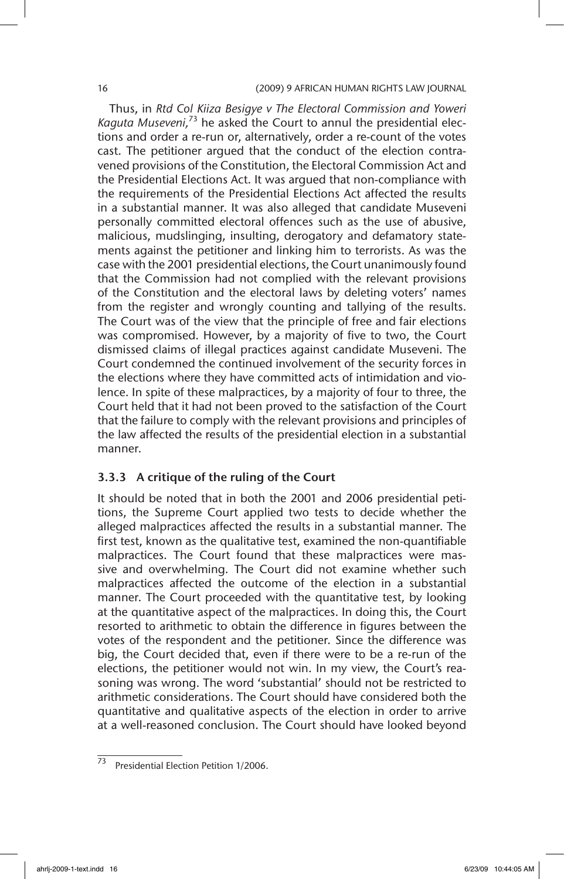Thus, in *Rtd Col Kiiza Besigye v The Electoral Commission and Yoweri Kaguta Museveni,*[73] he asked the Court to annul the presidential elections and order a re-run or, alternatively, order a re-count of the votes cast. The petitioner argued that the conduct of the election contravened provisions of the Constitution, the Electoral Commission Act and the Presidential Elections Act. It was argued that non-compliance with the requirements of the Presidential Elections Act affected the results in a substantial manner. It was also alleged that candidate Museveni personally committed electoral offences such as the use of abusive, malicious, mudslinging, insulting, derogatory and defamatory statements against the petitioner and linking him to terrorists. As was the case with the 2001 presidential elections, the Court unanimously found that the Commission had not complied with the relevant provisions of the Constitution and the electoral laws by deleting voters' names from the register and wrongly counting and tallying of the results. The Court was of the view that the principle of free and fair elections was compromised. However, by a majority of five to two, the Court dismissed claims of illegal practices against candidate Museveni. The Court condemned the continued involvement of the security forces in the elections where they have committed acts of intimidation and violence. In spite of these malpractices, by a majority of four to three, the Court held that it had not been proved to the satisfaction of the Court that the failure to comply with the relevant provisions and principles of the law affected the results of the presidential election in a substantial manner.

### 3.3.3 A critique of the ruling of the Court

It should be noted that in both the 2001 and 2006 presidential petitions, the Supreme Court applied two tests to decide whether the alleged malpractices affected the results in a substantial manner. The first test, known as the qualitative test, examined the non-quantifiable malpractices. The Court found that these malpractices were massive and overwhelming. The Court did not examine whether such malpractices affected the outcome of the election in a substantial manner. The Court proceeded with the quantitative test, by looking at the quantitative aspect of the malpractices. In doing this, the Court resorted to arithmetic to obtain the difference in figures between the votes of the respondent and the petitioner. Since the difference was big, the Court decided that, even if there were to be a re-run of the elections, the petitioner would not win. In my view, the Court's reasoning was wrong. The word 'substantial' should not be restricted to arithmetic considerations. The Court should have considered both the quantitative and qualitative aspects of the election in order to arrive at a well-reasoned conclusion. The Court should have looked beyond

---

[73] Presidential Election Petition 1/2006.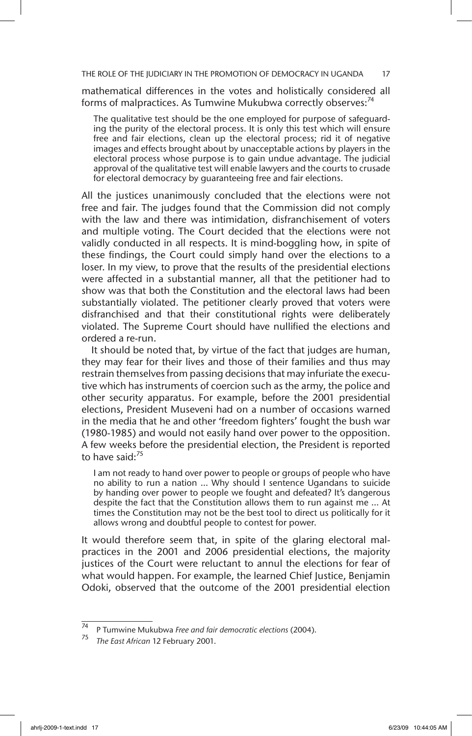mathematical differences in the votes and holistically considered all forms of malpractices. As Tumwine Mukubwa correctly observes:[74]

> The qualitative test should be the one employed for purpose of safeguarding the purity of the electoral process. It is only this test which will ensure free and fair elections, clean up the electoral process; rid it of negative images and effects brought about by unacceptable actions by players in the electoral process whose purpose is to gain undue advantage. The judicial approval of the qualitative test will enable lawyers and the courts to crusade for electoral democracy by guaranteeing free and fair elections.

All the justices unanimously concluded that the elections were not free and fair. The judges found that the Commission did not comply with the law and there was intimidation, disfranchisement of voters and multiple voting. The Court decided that the elections were not validly conducted in all respects. It is mind-boggling how, in spite of these findings, the Court could simply hand over the elections to a loser. In my view, to prove that the results of the presidential elections were affected in a substantial manner, all that the petitioner had to show was that both the Constitution and the electoral laws had been substantially violated. The petitioner clearly proved that voters were disfranchised and that their constitutional rights were deliberately violated. The Supreme Court should have nullified the elections and ordered a re-run.

It should be noted that, by virtue of the fact that judges are human, they may fear for their lives and those of their families and thus may restrain themselves from passing decisions that may infuriate the executive which has instruments of coercion such as the army, the police and other security apparatus. For example, before the 2001 presidential elections, President Museveni had on a number of occasions warned in the media that he and other 'freedom fighters' fought the bush war (1980-1985) and would not easily hand over power to the opposition. A few weeks before the presidential election, the President is reported to have said:[75]

> I am not ready to hand over power to people or groups of people who have no ability to run a nation ... Why should I sentence Ugandans to suicide by handing over power to people we fought and defeated? It's dangerous despite the fact that the Constitution allows them to run against me ... At times the Constitution may not be the best tool to direct us politically for it allows wrong and doubtful people to contest for power.

It would therefore seem that, in spite of the glaring electoral malpractices in the 2001 and 2006 presidential elections, the majority justices of the Court were reluctant to annul the elections for fear of what would happen. For example, the learned Chief Justice, Benjamin Odoki, observed that the outcome of the 2001 presidential election

---

[74] P Tumwine Mukubwa *Free and fair democratic elections* (2004).

[75] *The East African* 12 February 2001.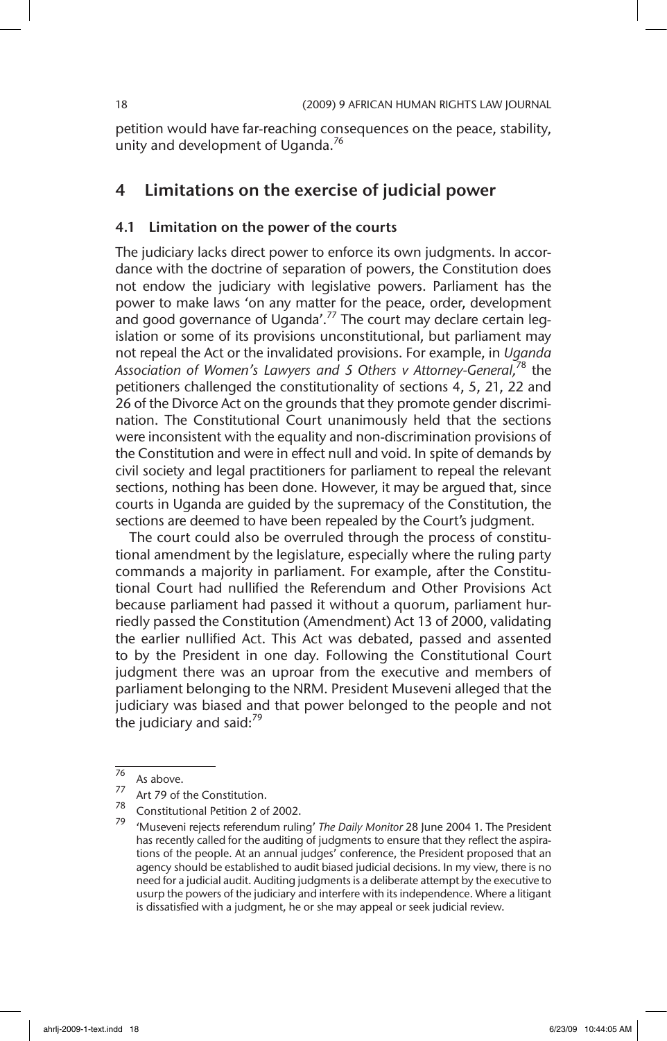petition would have far-reaching consequences on the peace, stability, unity and development of Uganda.[76]

## 4 Limitations on the exercise of judicial power

### 4.1 Limitation on the power of the courts

The judiciary lacks direct power to enforce its own judgments. In accordance with the doctrine of separation of powers, the Constitution does not endow the judiciary with legislative powers. Parliament has the power to make laws 'on any matter for the peace, order, development and good governance of Uganda'.[77] The court may declare certain legislation or some of its provisions unconstitutional, but parliament may not repeal the Act or the invalidated provisions. For example, in *Uganda Association of Women's Lawyers and 5 Others v Attorney-General*,[78] the petitioners challenged the constitutionality of sections 4, 5, 21, 22 and 26 of the Divorce Act on the grounds that they promote gender discrimination. The Constitutional Court unanimously held that the sections were inconsistent with the equality and non-discrimination provisions of the Constitution and were in effect null and void. In spite of demands by civil society and legal practitioners for parliament to repeal the relevant sections, nothing has been done. However, it may be argued that, since courts in Uganda are guided by the supremacy of the Constitution, the sections are deemed to have been repealed by the Court's judgment.

The court could also be overruled through the process of constitutional amendment by the legislature, especially where the ruling party commands a majority in parliament. For example, after the Constitutional Court had nullified the Referendum and Other Provisions Act because parliament had passed it without a quorum, parliament hurriedly passed the Constitution (Amendment) Act 13 of 2000, validating the earlier nullified Act. This Act was debated, passed and assented to by the President in one day. Following the Constitutional Court judgment there was an uproar from the executive and members of parliament belonging to the NRM. President Museveni alleged that the judiciary was biased and that power belonged to the people and not the judiciary and said:[79]

---

[76] As above.

[77] Art 79 of the Constitution.

[78] Constitutional Petition 2 of 2002.

[79] 'Museveni rejects referendum ruling' *The Daily Monitor* 28 June 2004 1. The President has recently called for the auditing of judgments to ensure that they reflect the aspirations of the people. At an annual judges' conference, the President proposed that an agency should be established to audit biased judicial decisions. In my view, there is no need for a judicial audit. Auditing judgments is a deliberate attempt by the executive to usurp the powers of the judiciary and interfere with its independence. Where a litigant is dissatisfied with a judgment, he or she may appeal or seek judicial review.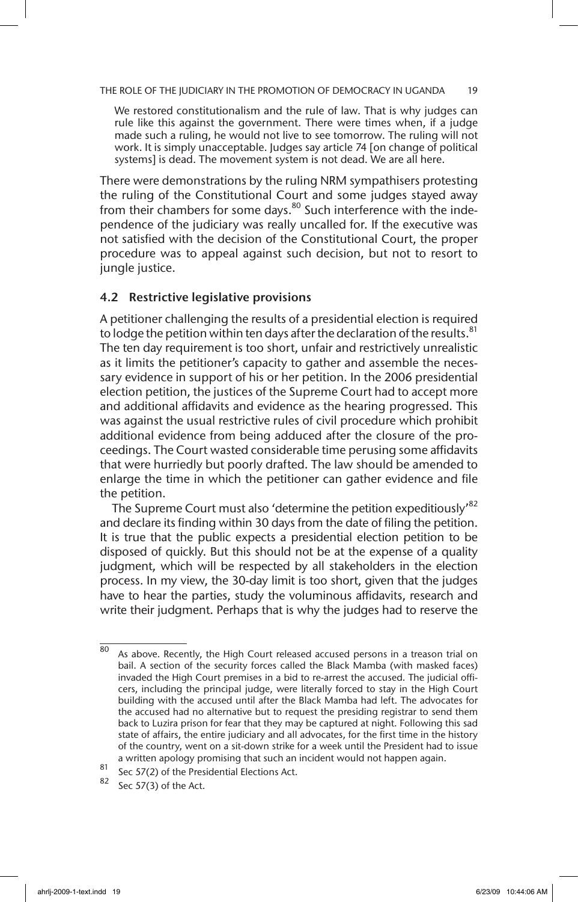> We restored constitutionalism and the rule of law. That is why judges can rule like this against the government. There were times when, if a judge made such a ruling, he would not live to see tomorrow. The ruling will not work. It is simply unacceptable. Judges say article 74 [on change of political systems] is dead. The movement system is not dead. We are all here.

There were demonstrations by the ruling NRM sympathisers protesting the ruling of the Constitutional Court and some judges stayed away from their chambers for some days.[80] Such interference with the independence of the judiciary was really uncalled for. If the executive was not satisfied with the decision of the Constitutional Court, the proper procedure was to appeal against such decision, but not to resort to jungle justice.

### 4.2 Restrictive legislative provisions

A petitioner challenging the results of a presidential election is required to lodge the petition within ten days after the declaration of the results.[81] The ten day requirement is too short, unfair and restrictively unrealistic as it limits the petitioner's capacity to gather and assemble the necessary evidence in support of his or her petition. In the 2006 presidential election petition, the justices of the Supreme Court had to accept more and additional affidavits and evidence as the hearing progressed. This was against the usual restrictive rules of civil procedure which prohibit additional evidence from being adduced after the closure of the proceedings. The Court wasted considerable time perusing some affidavits that were hurriedly but poorly drafted. The law should be amended to enlarge the time in which the petitioner can gather evidence and file the petition.

The Supreme Court must also 'determine the petition expeditiously'[82] and declare its finding within 30 days from the date of filing the petition. It is true that the public expects a presidential election petition to be disposed of quickly. But this should not be at the expense of a quality judgment, which will be respected by all stakeholders in the election process. In my view, the 30-day limit is too short, given that the judges have to hear the parties, study the voluminous affidavits, research and write their judgment. Perhaps that is why the judges had to reserve the

---

[80] As above. Recently, the High Court released accused persons in a treason trial on bail. A section of the security forces called the Black Mamba (with masked faces) invaded the High Court premises in a bid to re-arrest the accused. The judicial officers, including the principal judge, were literally forced to stay in the High Court building with the accused until after the Black Mamba had left. The advocates for the accused had no alternative but to request the presiding registrar to send them back to Luzira prison for fear that they may be captured at night. Following this sad state of affairs, the entire judiciary and all advocates, for the first time in the history of the country, went on a sit-down strike for a week until the President had to issue a written apology promising that such an incident would not happen again.

[81] Sec 57(2) of the Presidential Elections Act.

[82] Sec 57(3) of the Act.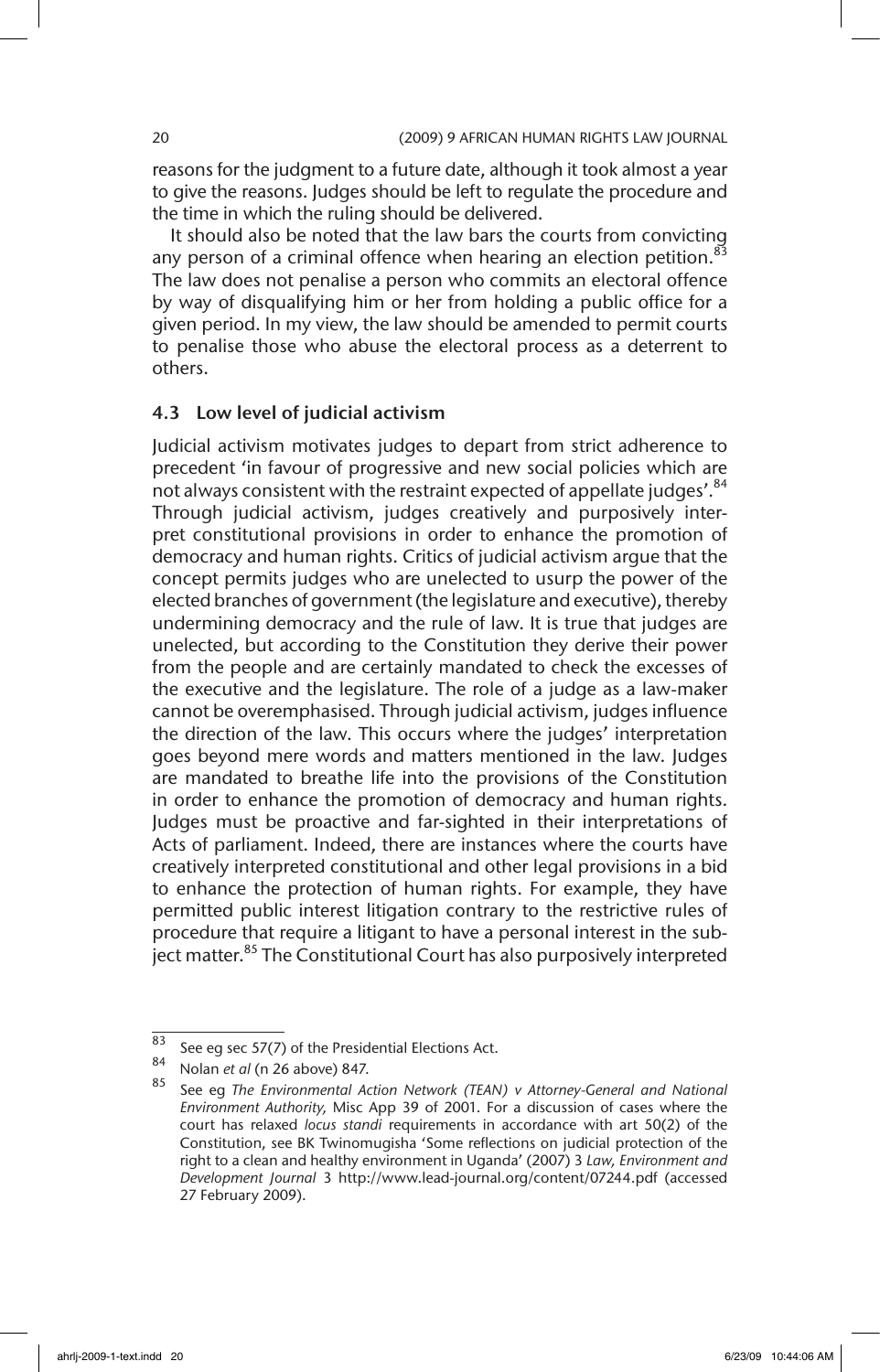reasons for the judgment to a future date, although it took almost a year to give the reasons. Judges should be left to regulate the procedure and the time in which the ruling should be delivered.

It should also be noted that the law bars the courts from convicting any person of a criminal offence when hearing an election petition.[83] The law does not penalise a person who commits an electoral offence by way of disqualifying him or her from holding a public office for a given period. In my view, the law should be amended to permit courts to penalise those who abuse the electoral process as a deterrent to others.

### 4.3 Low level of judicial activism

Judicial activism motivates judges to depart from strict adherence to precedent 'in favour of progressive and new social policies which are not always consistent with the restraint expected of appellate judges'.[84] Through judicial activism, judges creatively and purposively interpret constitutional provisions in order to enhance the promotion of democracy and human rights. Critics of judicial activism argue that the concept permits judges who are unelected to usurp the power of the elected branches of government (the legislature and executive), thereby undermining democracy and the rule of law. It is true that judges are unelected, but according to the Constitution they derive their power from the people and are certainly mandated to check the excesses of the executive and the legislature. The role of a judge as a law-maker cannot be overemphasised. Through judicial activism, judges influence the direction of the law. This occurs where the judges' interpretation goes beyond mere words and matters mentioned in the law. Judges are mandated to breathe life into the provisions of the Constitution in order to enhance the promotion of democracy and human rights. Judges must be proactive and far-sighted in their interpretations of Acts of parliament. Indeed, there are instances where the courts have creatively interpreted constitutional and other legal provisions in a bid to enhance the protection of human rights. For example, they have permitted public interest litigation contrary to the restrictive rules of procedure that require a litigant to have a personal interest in the subject matter.[85] The Constitutional Court has also purposively interpreted

---

[83] See eg sec 57(7) of the Presidential Elections Act.

[84] Nolan *et al* (n 26 above) 847.

[85] See eg *The Environmental Action Network (TEAN) v Attorney-General and National Environment Authority,* Misc App 39 of 2001. For a discussion of cases where the court has relaxed *locus standi* requirements in accordance with art 50(2) of the Constitution, see BK Twinomugisha 'Some reflections on judicial protection of the right to a clean and healthy environment in Uganda' (2007) 3 *Law, Environment and Development Journal* 3 http://www.lead-journal.org/content/07244.pdf (accessed 27 February 2009).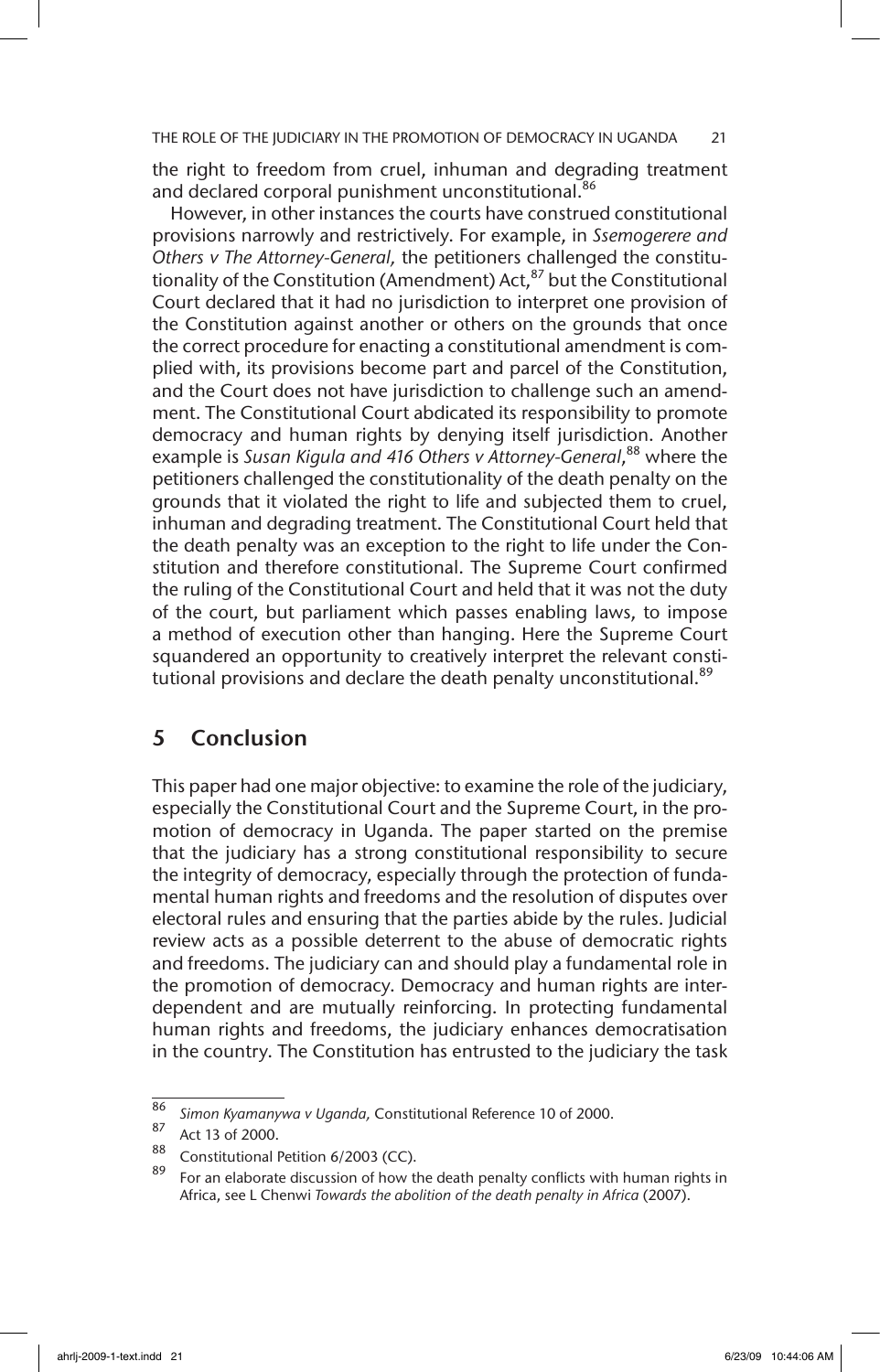the right to freedom from cruel, inhuman and degrading treatment and declared corporal punishment unconstitutional.[86]

However, in other instances the courts have construed constitutional provisions narrowly and restrictively. For example, in *Ssemogerere and Others v The Attorney-General,* the petitioners challenged the constitutionality of the Constitution (Amendment) Act,[87] but the Constitutional Court declared that it had no jurisdiction to interpret one provision of the Constitution against another or others on the grounds that once the correct procedure for enacting a constitutional amendment is complied with, its provisions become part and parcel of the Constitution, and the Court does not have jurisdiction to challenge such an amendment. The Constitutional Court abdicated its responsibility to promote democracy and human rights by denying itself jurisdiction. Another example is *Susan Kigula and 416 Others v Attorney-General*,[88] where the petitioners challenged the constitutionality of the death penalty on the grounds that it violated the right to life and subjected them to cruel, inhuman and degrading treatment. The Constitutional Court held that the death penalty was an exception to the right to life under the Constitution and therefore constitutional. The Supreme Court confirmed the ruling of the Constitutional Court and held that it was not the duty of the court, but parliament which passes enabling laws, to impose a method of execution other than hanging. Here the Supreme Court squandered an opportunity to creatively interpret the relevant constitutional provisions and declare the death penalty unconstitutional.[89]

## 5 Conclusion

This paper had one major objective: to examine the role of the judiciary, especially the Constitutional Court and the Supreme Court, in the promotion of democracy in Uganda. The paper started on the premise that the judiciary has a strong constitutional responsibility to secure the integrity of democracy, especially through the protection of fundamental human rights and freedoms and the resolution of disputes over electoral rules and ensuring that the parties abide by the rules. Judicial review acts as a possible deterrent to the abuse of democratic rights and freedoms. The judiciary can and should play a fundamental role in the promotion of democracy. Democracy and human rights are interdependent and are mutually reinforcing. In protecting fundamental human rights and freedoms, the judiciary enhances democratisation in the country. The Constitution has entrusted to the judiciary the task

---

[86] *Simon Kyamanywa v Uganda,* Constitutional Reference 10 of 2000.

[87] Act 13 of 2000.

[88] Constitutional Petition 6/2003 (CC).

[89] For an elaborate discussion of how the death penalty conflicts with human rights in Africa, see L Chenwi *Towards the abolition of the death penalty in Africa* (2007).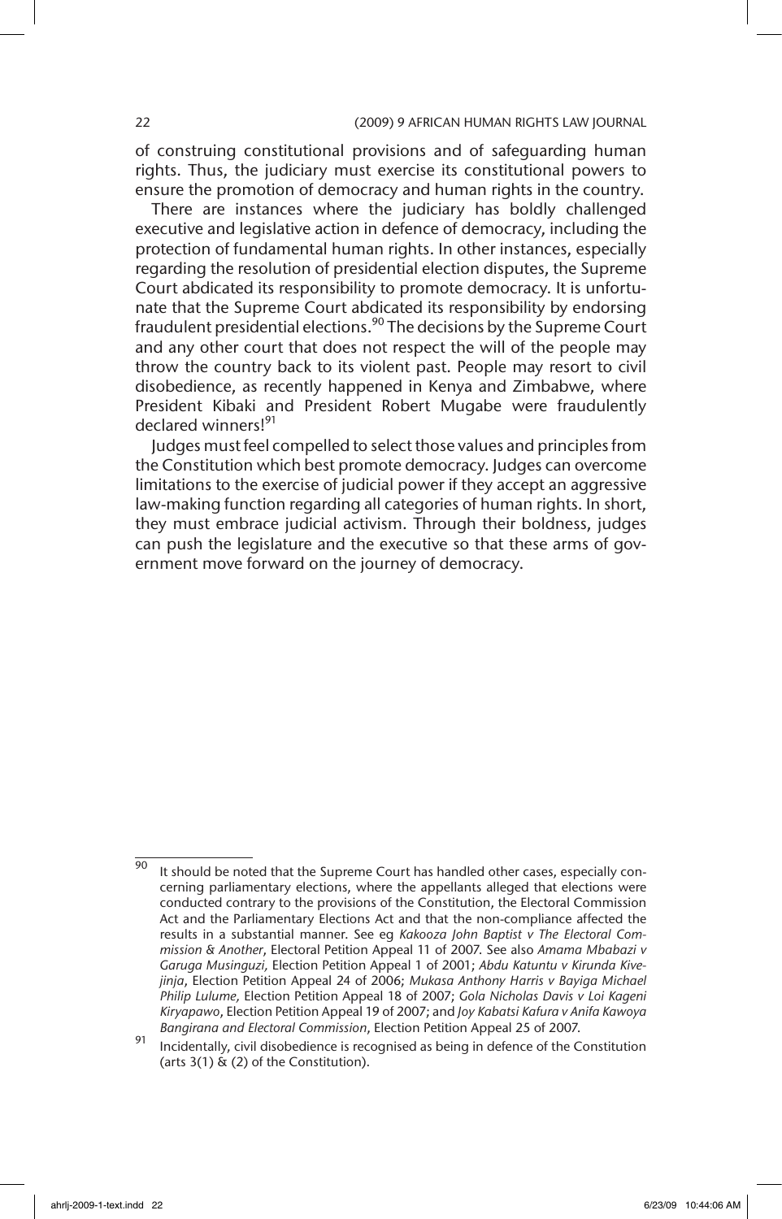of construing constitutional provisions and of safeguarding human rights. Thus, the judiciary must exercise its constitutional powers to ensure the promotion of democracy and human rights in the country.

There are instances where the judiciary has boldly challenged executive and legislative action in defence of democracy, including the protection of fundamental human rights. In other instances, especially regarding the resolution of presidential election disputes, the Supreme Court abdicated its responsibility to promote democracy. It is unfortunate that the Supreme Court abdicated its responsibility by endorsing fraudulent presidential elections.[90] The decisions by the Supreme Court and any other court that does not respect the will of the people may throw the country back to its violent past. People may resort to civil disobedience, as recently happened in Kenya and Zimbabwe, where President Kibaki and President Robert Mugabe were fraudulently declared winners![91]

Judges must feel compelled to select those values and principles from the Constitution which best promote democracy. Judges can overcome limitations to the exercise of judicial power if they accept an aggressive law-making function regarding all categories of human rights. In short, they must embrace judicial activism. Through their boldness, judges can push the legislature and the executive so that these arms of government move forward on the journey of democracy.

---

[90] It should be noted that the Supreme Court has handled other cases, especially concerning parliamentary elections, where the appellants alleged that elections were conducted contrary to the provisions of the Constitution, the Electoral Commission Act and the Parliamentary Elections Act and that the non-compliance affected the results in a substantial manner. See eg *Kakooza John Baptist v The Electoral Commission & Another*, Electoral Petition Appeal 11 of 2007. See also *Amama Mbabazi v Garuga Musinguzi,* Election Petition Appeal 1 of 2001; *Abdu Katuntu v Kirunda Kivejinja*, Election Petition Appeal 24 of 2006; *Mukasa Anthony Harris v Bayiga Michael Philip Lulume,* Election Petition Appeal 18 of 2007; *Gola Nicholas Davis v Loi Kageni Kiryapawo*, Election Petition Appeal 19 of 2007; and *Joy Kabatsi Kafura v Anifa Kawoya Bangirana and Electoral Commission*, Election Petition Appeal 25 of 2007.

[91] Incidentally, civil disobedience is recognised as being in defence of the Constitution (arts 3(1) & (2) of the Constitution).